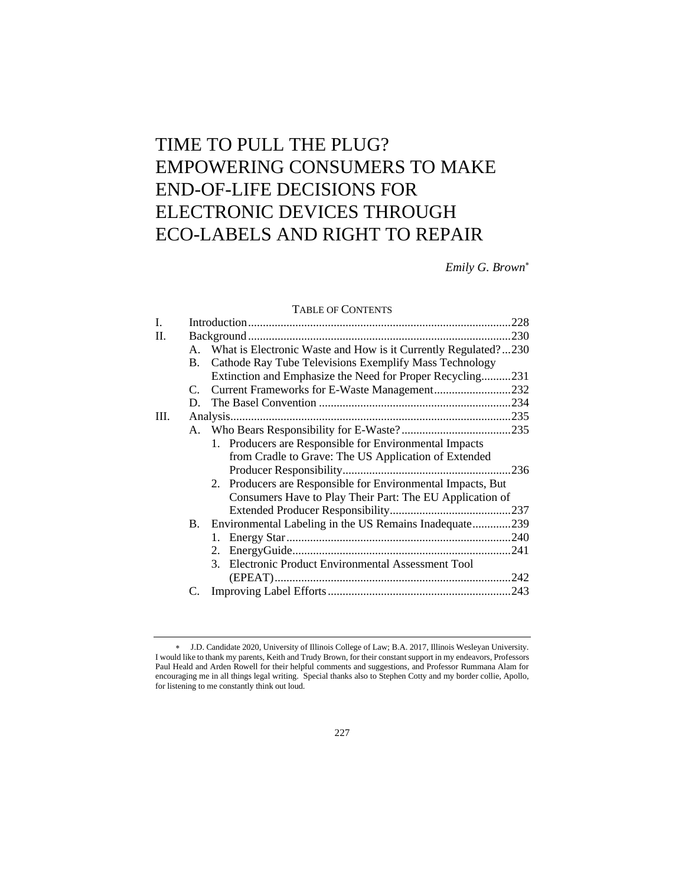# TIME TO PULL THE PLUG? EMPOWERING CONSUMERS TO MAKE END-OF-LIFE DECISIONS FOR ELECTRONIC DEVICES THROUGH ECO-LABELS AND RIGHT TO REPAIR

*Emily G. Brown*[*]

TABLE OF CONTENTS

I. Introduction ........ 228
II. Background ........ 230
   A. What is Electronic Waste and How is it Currently Regulated? ... 230
   B. Cathode Ray Tube Televisions Exemplify Mass Technology Extinction and Emphasize the Need for Proper Recycling .......... 231
   C. Current Frameworks for E-Waste Management .......... 232
   D. The Basel Convention .......... 234
III. Analysis .......... 235
   A. Who Bears Responsibility for E-Waste? .......... 235
      1. Producers are Responsible for Environmental Impacts from Cradle to Grave: The US Application of Extended Producer Responsibility .......... 236
      2. Producers are Responsible for Environmental Impacts, But Consumers Have to Play Their Part: The EU Application of Extended Producer Responsibility .......... 237
   B. Environmental Labeling in the US Remains Inadequate .......... 239
      1. Energy Star .......... 240
      2. EnergyGuide .......... 241
      3. Electronic Product Environmental Assessment Tool (EPEAT) .......... 242
   C. Improving Label Efforts .......... 243

[*] J.D. Candidate 2020, University of Illinois College of Law; B.A. 2017, Illinois Wesleyan University. I would like to thank my parents, Keith and Trudy Brown, for their constant support in my endeavors, Professors Paul Heald and Arden Rowell for their helpful comments and suggestions, and Professor Rummana Alam for encouraging me in all things legal writing. Special thanks also to Stephen Cotty and my border collie, Apollo, for listening to me constantly think out loud.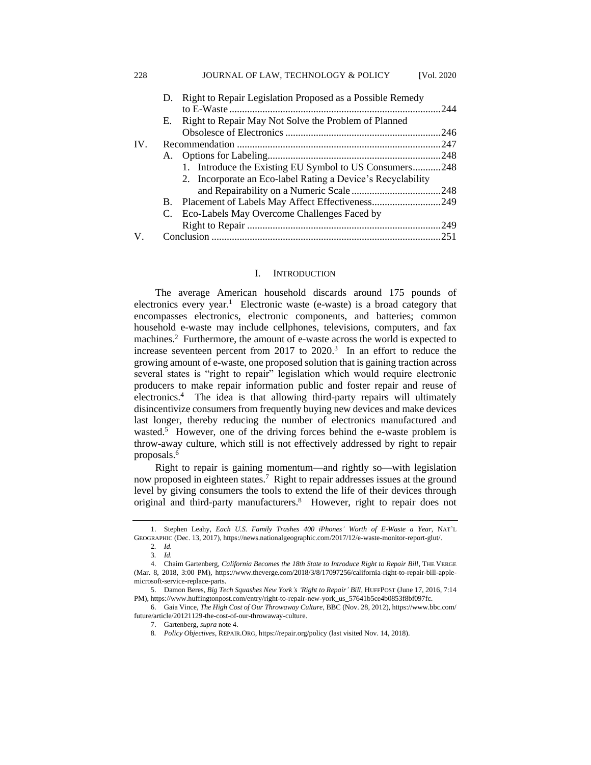D. Right to Repair Legislation Proposed as a Possible Remedy to E-Waste ........ 244
E. Right to Repair May Not Solve the Problem of Planned Obsolesce of Electronics ........ 246

IV. Recommendation ........ 247
A. Options for Labeling ........ 248
1. Introduce the Existing EU Symbol to US Consumers ........ 248
2. Incorporate an Eco-label Rating a Device's Recyclability and Repairability on a Numeric Scale ........ 248
B. Placement of Labels May Affect Effectiveness ........ 249
C. Eco-Labels May Overcome Challenges Faced by Right to Repair ........ 249

V. Conclusion ........ 251

## I. INTRODUCTION

The average American household discards around 175 pounds of electronics every year.[1] Electronic waste (e-waste) is a broad category that encompasses electronics, electronic components, and batteries; common household e-waste may include cellphones, televisions, computers, and fax machines.[2] Furthermore, the amount of e-waste across the world is expected to increase seventeen percent from 2017 to 2020.[3] In an effort to reduce the growing amount of e-waste, one proposed solution that is gaining traction across several states is "right to repair" legislation which would require electronic producers to make repair information public and foster repair and reuse of electronics.[4] The idea is that allowing third-party repairs will ultimately disincentivize consumers from frequently buying new devices and make devices last longer, thereby reducing the number of electronics manufactured and wasted.[5] However, one of the driving forces behind the e-waste problem is throw-away culture, which still is not effectively addressed by right to repair proposals.[6]

Right to repair is gaining momentum—and rightly so—with legislation now proposed in eighteen states.[7] Right to repair addresses issues at the ground level by giving consumers the tools to extend the life of their devices through original and third-party manufacturers.[8] However, right to repair does not

---

1. Stephen Leahy, *Each U.S. Family Trashes 400 iPhones' Worth of E-Waste a Year*, NAT'L GEOGRAPHIC (Dec. 13, 2017), https://news.nationalgeographic.com/2017/12/e-waste-monitor-report-glut/.

2. *Id.*

3. *Id.*

4. Chaim Gartenberg, *California Becomes the 18th State to Introduce Right to Repair Bill*, THE VERGE (Mar. 8, 2018, 3:00 PM), https://www.theverge.com/2018/3/8/17097256/california-right-to-repair-bill-apple-microsoft-service-replace-parts.

5. Damon Beres, *Big Tech Squashes New York's 'Right to Repair' Bill*, HUFFPOST (June 17, 2016, 7:14 PM), https://www.huffingtonpost.com/entry/right-to-repair-new-york_us_57641b5ce4b0853f8bf097fc.

6. Gaia Vince, *The High Cost of Our Throwaway Culture*, BBC (Nov. 28, 2012), https://www.bbc.com/future/article/20121129-the-cost-of-our-throwaway-culture.

7. Gartenberg, *supra* note 4.

8. *Policy Objectives*, REPAIR.ORG, https://repair.org/policy (last visited Nov. 14, 2018).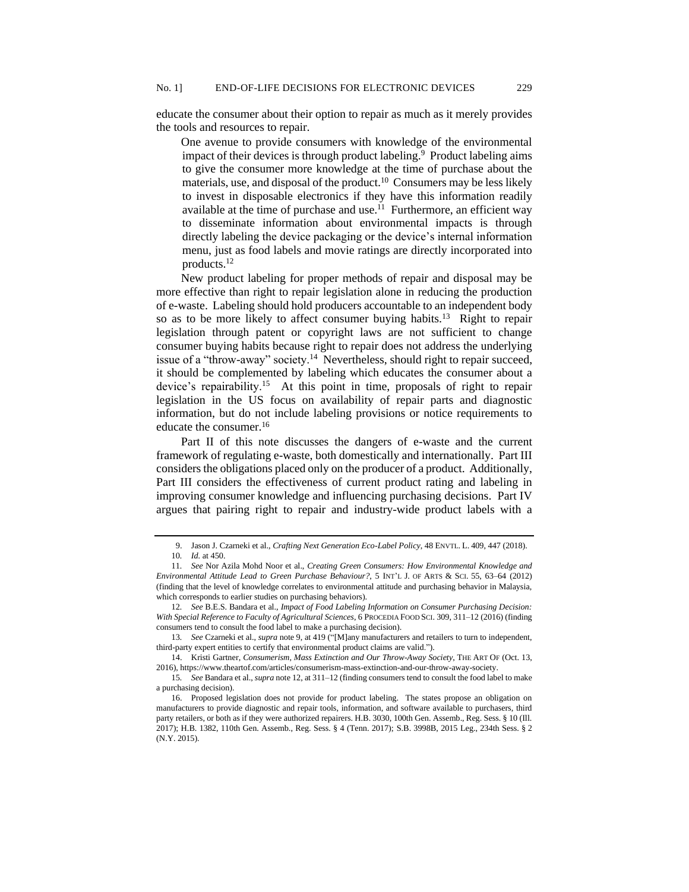educate the consumer about their option to repair as much as it merely provides the tools and resources to repair.

One avenue to provide consumers with knowledge of the environmental impact of their devices is through product labeling.[9] Product labeling aims to give the consumer more knowledge at the time of purchase about the materials, use, and disposal of the product.[10] Consumers may be less likely to invest in disposable electronics if they have this information readily available at the time of purchase and use.[11] Furthermore, an efficient way to disseminate information about environmental impacts is through directly labeling the device packaging or the device's internal information menu, just as food labels and movie ratings are directly incorporated into products.[12]

New product labeling for proper methods of repair and disposal may be more effective than right to repair legislation alone in reducing the production of e-waste. Labeling should hold producers accountable to an independent body so as to be more likely to affect consumer buying habits.[13] Right to repair legislation through patent or copyright laws are not sufficient to change consumer buying habits because right to repair does not address the underlying issue of a "throw-away" society.[14] Nevertheless, should right to repair succeed, it should be complemented by labeling which educates the consumer about a device's repairability.[15] At this point in time, proposals of right to repair legislation in the US focus on availability of repair parts and diagnostic information, but do not include labeling provisions or notice requirements to educate the consumer.[16]

Part II of this note discusses the dangers of e-waste and the current framework of regulating e-waste, both domestically and internationally. Part III considers the obligations placed only on the producer of a product. Additionally, Part III considers the effectiveness of current product rating and labeling in improving consumer knowledge and influencing purchasing decisions. Part IV argues that pairing right to repair and industry-wide product labels with a

---

9. Jason J. Czarneki et al., *Crafting Next Generation Eco-Label Policy*, 48 ENVTL. L. 409, 447 (2018).

10. *Id.* at 450.

11. *See* Nor Azila Mohd Noor et al., *Creating Green Consumers: How Environmental Knowledge and Environmental Attitude Lead to Green Purchase Behaviour?*, 5 INT'L J. OF ARTS & SCI. 55, 63–64 (2012) (finding that the level of knowledge correlates to environmental attitude and purchasing behavior in Malaysia, which corresponds to earlier studies on purchasing behaviors).

12. *See* B.E.S. Bandara et al., *Impact of Food Labeling Information on Consumer Purchasing Decision: With Special Reference to Faculty of Agricultural Sciences*, 6 PROCEDIA FOOD SCI. 309, 311–12 (2016) (finding consumers tend to consult the food label to make a purchasing decision).

13. *See* Czarneki et al., *supra* note 9, at 419 ("[M]any manufacturers and retailers to turn to independent, third-party expert entities to certify that environmental product claims are valid.").

14. Kristi Gartner, *Consumerism, Mass Extinction and Our Throw-Away Society*, THE ART OF (Oct. 13, 2016), https://www.theartof.com/articles/consumerism-mass-extinction-and-our-throw-away-society.

15. *See* Bandara et al., *supra* note 12, at 311–12 (finding consumers tend to consult the food label to make a purchasing decision).

16. Proposed legislation does not provide for product labeling. The states propose an obligation on manufacturers to provide diagnostic and repair tools, information, and software available to purchasers, third party retailers, or both as if they were authorized repairers. H.B. 3030, 100th Gen. Assemb., Reg. Sess. § 10 (Ill. 2017); H.B. 1382, 110th Gen. Assemb., Reg. Sess. § 4 (Tenn. 2017); S.B. 3998B, 2015 Leg., 234th Sess. § 2 (N.Y. 2015).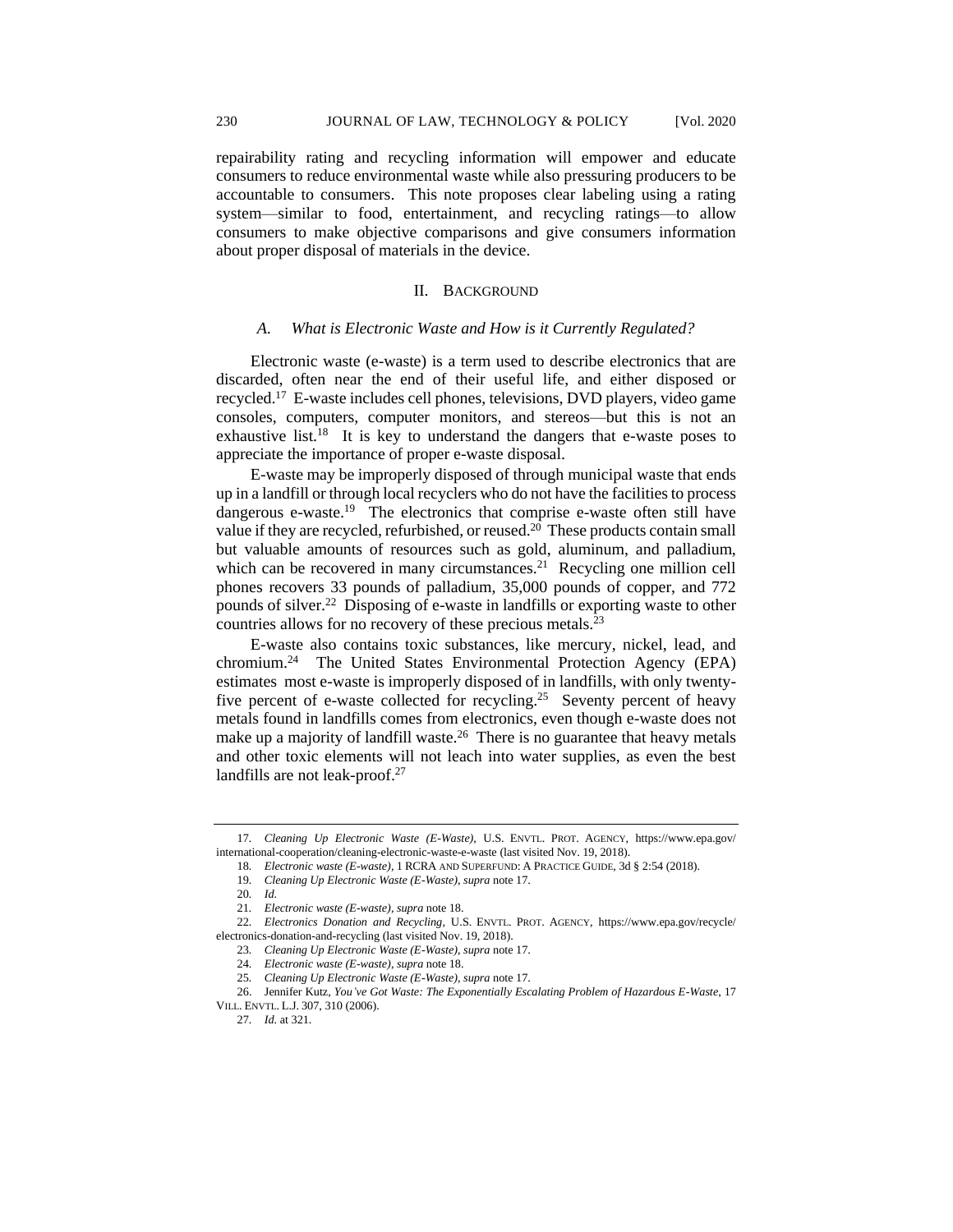repairability rating and recycling information will empower and educate consumers to reduce environmental waste while also pressuring producers to be accountable to consumers. This note proposes clear labeling using a rating system—similar to food, entertainment, and recycling ratings—to allow consumers to make objective comparisons and give consumers information about proper disposal of materials in the device.

## II. Background

### *A. What is Electronic Waste and How is it Currently Regulated?*

Electronic waste (e-waste) is a term used to describe electronics that are discarded, often near the end of their useful life, and either disposed or recycled.[17] E-waste includes cell phones, televisions, DVD players, video game consoles, computers, computer monitors, and stereos—but this is not an exhaustive list.[18] It is key to understand the dangers that e-waste poses to appreciate the importance of proper e-waste disposal.

E-waste may be improperly disposed of through municipal waste that ends up in a landfill or through local recyclers who do not have the facilities to process dangerous e-waste.[19] The electronics that comprise e-waste often still have value if they are recycled, refurbished, or reused.[20] These products contain small but valuable amounts of resources such as gold, aluminum, and palladium, which can be recovered in many circumstances.[21] Recycling one million cell phones recovers 33 pounds of palladium, 35,000 pounds of copper, and 772 pounds of silver.[22] Disposing of e-waste in landfills or exporting waste to other countries allows for no recovery of these precious metals.[23]

E-waste also contains toxic substances, like mercury, nickel, lead, and chromium.[24] The United States Environmental Protection Agency (EPA) estimates most e-waste is improperly disposed of in landfills, with only twenty-five percent of e-waste collected for recycling.[25] Seventy percent of heavy metals found in landfills comes from electronics, even though e-waste does not make up a majority of landfill waste.[26] There is no guarantee that heavy metals and other toxic elements will not leach into water supplies, as even the best landfills are not leak-proof.[27]

---

17. *Cleaning Up Electronic Waste (E-Waste)*, U.S. ENVTL. PROT. AGENCY, https://www.epa.gov/international-cooperation/cleaning-electronic-waste-e-waste (last visited Nov. 19, 2018).

18. *Electronic waste (E-waste)*, 1 RCRA AND SUPERFUND: A PRACTICE GUIDE, 3d § 2:54 (2018).

19. *Cleaning Up Electronic Waste (E-Waste)*, *supra* note 17.

20. *Id.*

21. *Electronic waste (E-waste)*, *supra* note 18.

22. *Electronics Donation and Recycling*, U.S. ENVTL. PROT. AGENCY, https://www.epa.gov/recycle/electronics-donation-and-recycling (last visited Nov. 19, 2018).

23. *Cleaning Up Electronic Waste (E-Waste)*, *supra* note 17.

24. *Electronic waste (E-waste)*, *supra* note 18.

25. *Cleaning Up Electronic Waste (E-Waste)*, *supra* note 17.

26. Jennifer Kutz, *You've Got Waste: The Exponentially Escalating Problem of Hazardous E-Waste*, 17 VILL. ENVTL. L.J. 307, 310 (2006).

27. *Id.* at 321.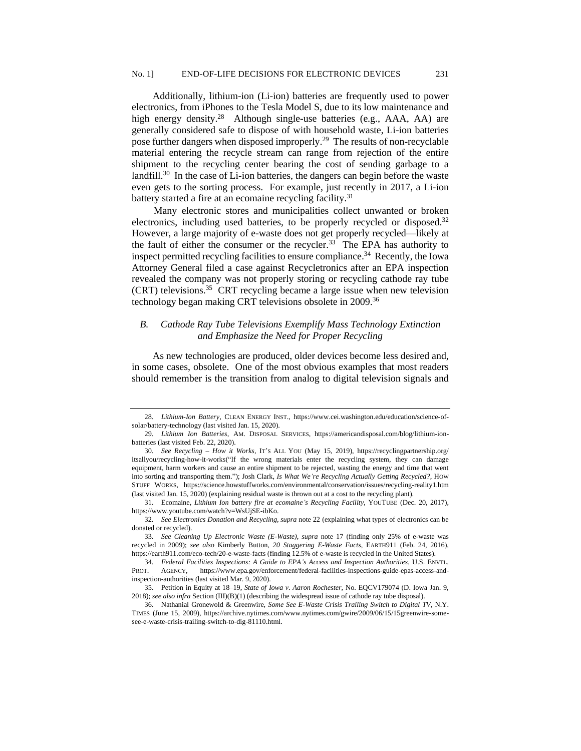Additionally, lithium-ion (Li-ion) batteries are frequently used to power electronics, from iPhones to the Tesla Model S, due to its low maintenance and high energy density.[28] Although single-use batteries (e.g., AAA, AA) are generally considered safe to dispose of with household waste, Li-ion batteries pose further dangers when disposed improperly.[29] The results of non-recyclable material entering the recycle stream can range from rejection of the entire shipment to the recycling center bearing the cost of sending garbage to a landfill.[30] In the case of Li-ion batteries, the dangers can begin before the waste even gets to the sorting process. For example, just recently in 2017, a Li-ion battery started a fire at an ecomaine recycling facility.[31]

Many electronic stores and municipalities collect unwanted or broken electronics, including used batteries, to be properly recycled or disposed.[32] However, a large majority of e-waste does not get properly recycled—likely at the fault of either the consumer or the recycler.[33] The EPA has authority to inspect permitted recycling facilities to ensure compliance.[34] Recently, the Iowa Attorney General filed a case against Recycletronics after an EPA inspection revealed the company was not properly storing or recycling cathode ray tube (CRT) televisions.[35] CRT recycling became a large issue when new television technology began making CRT televisions obsolete in 2009.[36]

### *B. Cathode Ray Tube Televisions Exemplify Mass Technology Extinction and Emphasize the Need for Proper Recycling*

As new technologies are produced, older devices become less desired and, in some cases, obsolete. One of the most obvious examples that most readers should remember is the transition from analog to digital television signals and

---

28. *Lithium-Ion Battery*, CLEAN ENERGY INST., https://www.cei.washington.edu/education/science-of-solar/battery-technology (last visited Jan. 15, 2020).

29. *Lithium Ion Batteries*, AM. DISPOSAL SERVICES, https://americandisposal.com/blog/lithium-ion-batteries (last visited Feb. 22, 2020).

30. *See Recycling – How it Works*, IT'S ALL YOU (May 15, 2019), https://recyclingpartnership.org/itsallyou/recycling-how-it-works("If the wrong materials enter the recycling system, they can damage equipment, harm workers and cause an entire shipment to be rejected, wasting the energy and time that went into sorting and transporting them."); Josh Clark, *Is What We're Recycling Actually Getting Recycled?*, HOW STUFF WORKS, https://science.howstuffworks.com/environmental/conservation/issues/recycling-reality1.htm (last visited Jan. 15, 2020) (explaining residual waste is thrown out at a cost to the recycling plant).

31. Ecomaine, *Lithium Ion battery fire at ecomaine's Recycling Facility*, YOUTUBE (Dec. 20, 2017), https://www.youtube.com/watch?v=WsUjSE-ibKo.

32. *See Electronics Donation and Recycling*, *supra* note 22 (explaining what types of electronics can be donated or recycled).

33. *See Cleaning Up Electronic Waste (E-Waste)*, *supra* note 17 (finding only 25% of e-waste was recycled in 2009); *see also* Kimberly Button, *20 Staggering E-Waste Facts*, EARTH911 (Feb. 24, 2016), https://earth911.com/eco-tech/20-e-waste-facts (finding 12.5% of e-waste is recycled in the United States).

34. *Federal Facilities Inspections: A Guide to EPA's Access and Inspection Authorities*, U.S. ENVTL. PROT. AGENCY, https://www.epa.gov/enforcement/federal-facilities-inspections-guide-epas-access-and-inspection-authorities (last visited Mar. 9, 2020).

35. Petition in Equity at 18–19, *State of Iowa v. Aaron Rochester*, No. EQCV179074 (D. Iowa Jan. 9, 2018); *see also infra* Section (III)(B)(1) (describing the widespread issue of cathode ray tube disposal).

36. Nathanial Gronewold & Greenwire, *Some See E-Waste Crisis Trailing Switch to Digital TV*, N.Y. TIMES (June 15, 2009), https://archive.nytimes.com/www.nytimes.com/gwire/2009/06/15/15greenwire-some-see-e-waste-crisis-trailing-switch-to-dig-81110.html.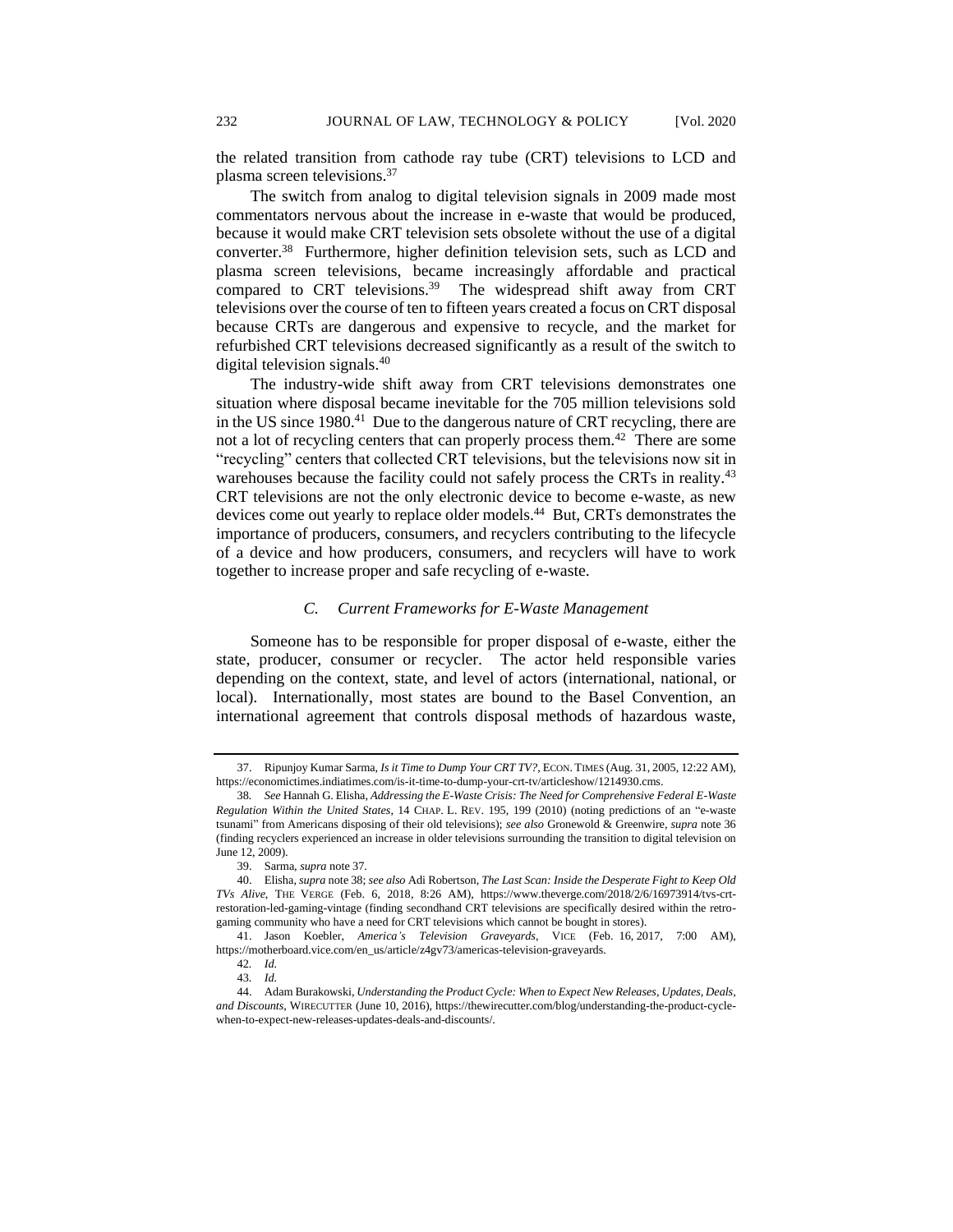the related transition from cathode ray tube (CRT) televisions to LCD and plasma screen televisions.[37]

The switch from analog to digital television signals in 2009 made most commentators nervous about the increase in e-waste that would be produced, because it would make CRT television sets obsolete without the use of a digital converter.[38] Furthermore, higher definition television sets, such as LCD and plasma screen televisions, became increasingly affordable and practical compared to CRT televisions.[39] The widespread shift away from CRT televisions over the course of ten to fifteen years created a focus on CRT disposal because CRTs are dangerous and expensive to recycle, and the market for refurbished CRT televisions decreased significantly as a result of the switch to digital television signals.[40]

The industry-wide shift away from CRT televisions demonstrates one situation where disposal became inevitable for the 705 million televisions sold in the US since 1980.[41] Due to the dangerous nature of CRT recycling, there are not a lot of recycling centers that can properly process them.[42] There are some "recycling" centers that collected CRT televisions, but the televisions now sit in warehouses because the facility could not safely process the CRTs in reality.[43] CRT televisions are not the only electronic device to become e-waste, as new devices come out yearly to replace older models.[44] But, CRTs demonstrates the importance of producers, consumers, and recyclers contributing to the lifecycle of a device and how producers, consumers, and recyclers will have to work together to increase proper and safe recycling of e-waste.

### *C. Current Frameworks for E-Waste Management*

Someone has to be responsible for proper disposal of e-waste, either the state, producer, consumer or recycler. The actor held responsible varies depending on the context, state, and level of actors (international, national, or local). Internationally, most states are bound to the Basel Convention, an international agreement that controls disposal methods of hazardous waste,

---

37. Ripunjoy Kumar Sarma, *Is it Time to Dump Your CRT TV?*, ECON. TIMES (Aug. 31, 2005, 12:22 AM), https://economictimes.indiatimes.com/is-it-time-to-dump-your-crt-tv/articleshow/1214930.cms.

38. *See* Hannah G. Elisha, *Addressing the E-Waste Crisis: The Need for Comprehensive Federal E-Waste Regulation Within the United States*, 14 CHAP. L. REV. 195, 199 (2010) (noting predictions of an "e-waste tsunami" from Americans disposing of their old televisions); *see also* Gronewold & Greenwire, *supra* note 36 (finding recyclers experienced an increase in older televisions surrounding the transition to digital television on June 12, 2009).

39. Sarma, *supra* note 37.

40. Elisha, *supra* note 38; *see also* Adi Robertson, *The Last Scan: Inside the Desperate Fight to Keep Old TVs Alive*, THE VERGE (Feb. 6, 2018, 8:26 AM), https://www.theverge.com/2018/2/6/16973914/tvs-crt-restoration-led-gaming-vintage (finding secondhand CRT televisions are specifically desired within the retro-gaming community who have a need for CRT televisions which cannot be bought in stores).

41. Jason Koebler, *America's Television Graveyards*, VICE (Feb. 16, 2017, 7:00 AM), https://motherboard.vice.com/en_us/article/z4gv73/americas-television-graveyards.

42. *Id.*

43. *Id.*

44. Adam Burakowski, *Understanding the Product Cycle: When to Expect New Releases, Updates, Deals, and Discounts*, WIRECUTTER (June 10, 2016), https://thewirecutter.com/blog/understanding-the-product-cycle-when-to-expect-new-releases-updates-deals-and-discounts/.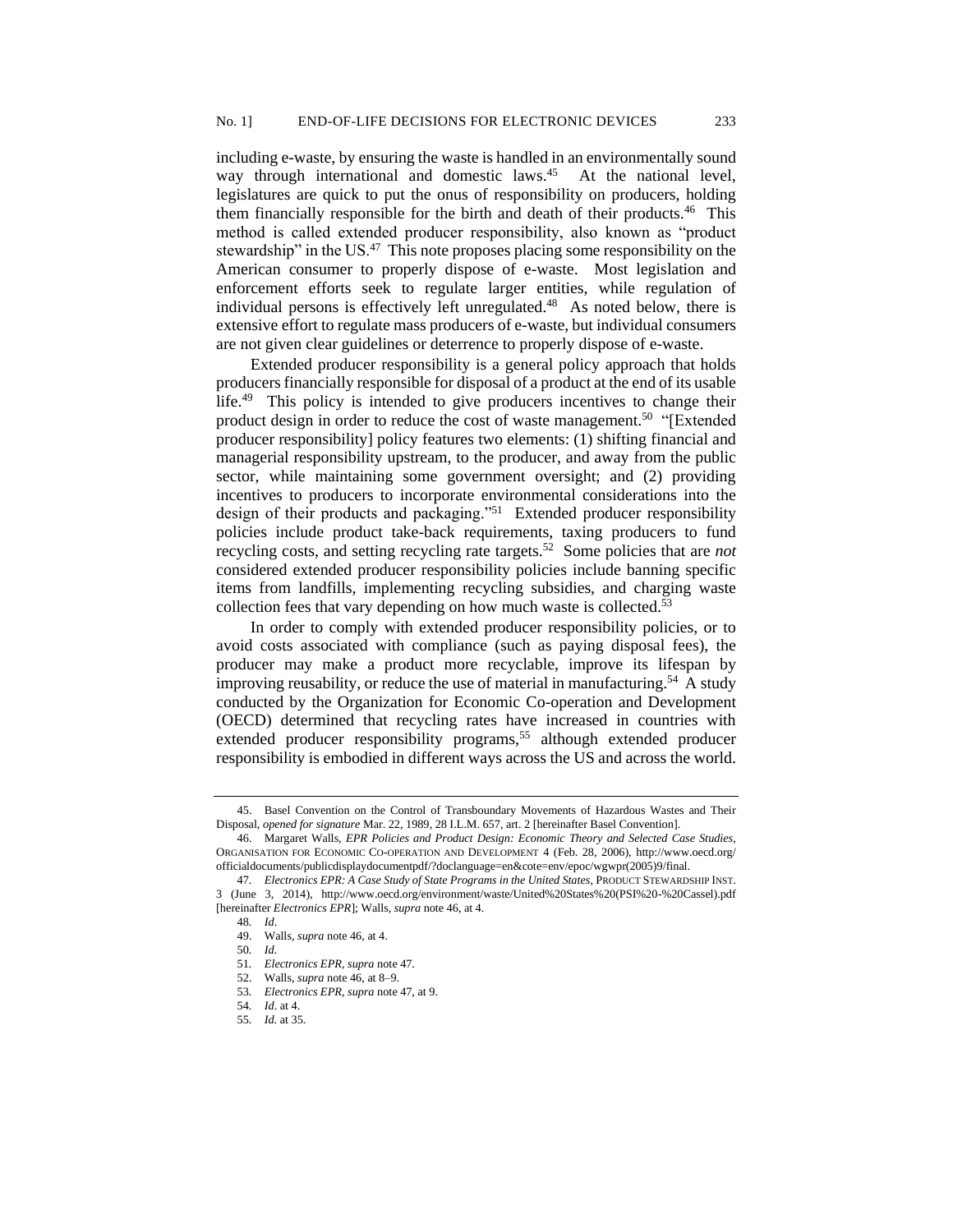including e-waste, by ensuring the waste is handled in an environmentally sound way through international and domestic laws.[45] At the national level, legislatures are quick to put the onus of responsibility on producers, holding them financially responsible for the birth and death of their products.[46] This method is called extended producer responsibility, also known as "product stewardship" in the US.[47] This note proposes placing some responsibility on the American consumer to properly dispose of e-waste. Most legislation and enforcement efforts seek to regulate larger entities, while regulation of individual persons is effectively left unregulated.[48] As noted below, there is extensive effort to regulate mass producers of e-waste, but individual consumers are not given clear guidelines or deterrence to properly dispose of e-waste.

Extended producer responsibility is a general policy approach that holds producers financially responsible for disposal of a product at the end of its usable life.[49] This policy is intended to give producers incentives to change their product design in order to reduce the cost of waste management.[50] "[Extended producer responsibility] policy features two elements: (1) shifting financial and managerial responsibility upstream, to the producer, and away from the public sector, while maintaining some government oversight; and (2) providing incentives to producers to incorporate environmental considerations into the design of their products and packaging."[51] Extended producer responsibility policies include product take-back requirements, taxing producers to fund recycling costs, and setting recycling rate targets.[52] Some policies that are *not* considered extended producer responsibility policies include banning specific items from landfills, implementing recycling subsidies, and charging waste collection fees that vary depending on how much waste is collected.[53]

In order to comply with extended producer responsibility policies, or to avoid costs associated with compliance (such as paying disposal fees), the producer may make a product more recyclable, improve its lifespan by improving reusability, or reduce the use of material in manufacturing.[54] A study conducted by the Organization for Economic Co-operation and Development (OECD) determined that recycling rates have increased in countries with extended producer responsibility programs,[55] although extended producer responsibility is embodied in different ways across the US and across the world.

---

45. Basel Convention on the Control of Transboundary Movements of Hazardous Wastes and Their Disposal, *opened for signature* Mar. 22, 1989, 28 I.L.M. 657, art. 2 [hereinafter Basel Convention].

46. Margaret Walls, *EPR Policies and Product Design: Economic Theory and Selected Case Studies*, ORGANISATION FOR ECONOMIC CO-OPERATION AND DEVELOPMENT 4 (Feb. 28, 2006), http://www.oecd.org/officialdocuments/publicdisplaydocumentpdf/?doclanguage=en&cote=env/epoc/wgwpr(2005)9/final.

47. *Electronics EPR: A Case Study of State Programs in the United States*, PRODUCT STEWARDSHIP INST. 3 (June 3, 2014), http://www.oecd.org/environment/waste/United%20States%20(PSI%20-%20Cassel).pdf [hereinafter *Electronics EPR*]; Walls, *supra* note 46, at 4.

48. *Id.*

49. Walls, *supra* note 46, at 4.

50. *Id.*

51. *Electronics EPR*, *supra* note 47.

52. Walls, *supra* note 46, at 8–9.

53. *Electronics EPR*, *supra* note 47, at 9.

54. *Id.* at 4.

55. *Id.* at 35.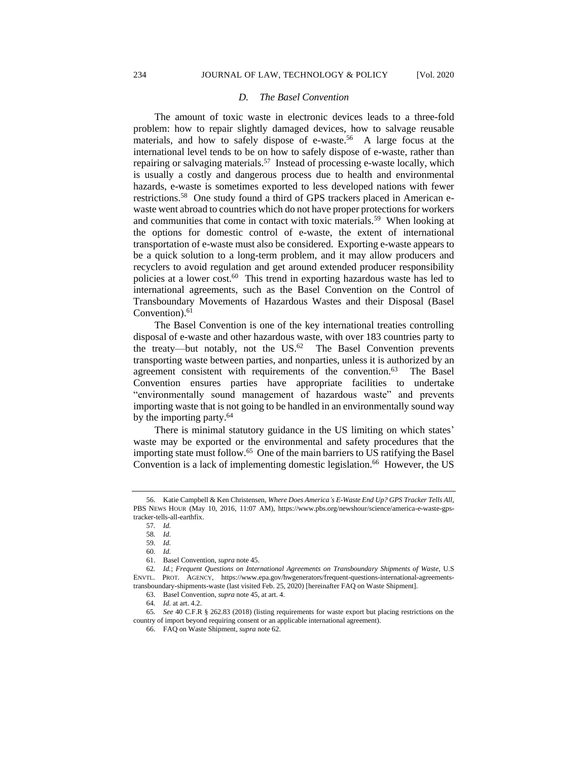### *D. The Basel Convention*

The amount of toxic waste in electronic devices leads to a three-fold problem: how to repair slightly damaged devices, how to salvage reusable materials, and how to safely dispose of e-waste.[56] A large focus at the international level tends to be on how to safely dispose of e-waste, rather than repairing or salvaging materials.[57] Instead of processing e-waste locally, which is usually a costly and dangerous process due to health and environmental hazards, e-waste is sometimes exported to less developed nations with fewer restrictions.[58] One study found a third of GPS trackers placed in American e-waste went abroad to countries which do not have proper protections for workers and communities that come in contact with toxic materials.[59] When looking at the options for domestic control of e-waste, the extent of international transportation of e-waste must also be considered. Exporting e-waste appears to be a quick solution to a long-term problem, and it may allow producers and recyclers to avoid regulation and get around extended producer responsibility policies at a lower cost.[60] This trend in exporting hazardous waste has led to international agreements, such as the Basel Convention on the Control of Transboundary Movements of Hazardous Wastes and their Disposal (Basel Convention).[61]

The Basel Convention is one of the key international treaties controlling disposal of e-waste and other hazardous waste, with over 183 countries party to the treaty—but notably, not the US.[62] The Basel Convention prevents transporting waste between parties, and nonparties, unless it is authorized by an agreement consistent with requirements of the convention.[63] The Basel Convention ensures parties have appropriate facilities to undertake "environmentally sound management of hazardous waste" and prevents importing waste that is not going to be handled in an environmentally sound way by the importing party.[64]

There is minimal statutory guidance in the US limiting on which states' waste may be exported or the environmental and safety procedures that the importing state must follow.[65] One of the main barriers to US ratifying the Basel Convention is a lack of implementing domestic legislation.[66] However, the US

---

56. Katie Campbell & Ken Christensen, *Where Does America's E-Waste End Up? GPS Tracker Tells All*, PBS NEWS HOUR (May 10, 2016, 11:07 AM), https://www.pbs.org/newshour/science/america-e-waste-gps-tracker-tells-all-earthfix.

57. *Id.*

58. *Id.*

59. *Id.*

60. *Id.*

61. Basel Convention, *supra* note 45.

62. *Id.*; *Frequent Questions on International Agreements on Transboundary Shipments of Waste*, U.S ENVTL. PROT. AGENCY, https://www.epa.gov/hwgenerators/frequent-questions-international-agreements-transboundary-shipments-waste (last visited Feb. 25, 2020) [hereinafter FAQ on Waste Shipment].

63. Basel Convention, *supra* note 45, at art. 4.

64. *Id.* at art. 4.2.

65. *See* 40 C.F.R § 262.83 (2018) (listing requirements for waste export but placing restrictions on the country of import beyond requiring consent or an applicable international agreement).

66. FAQ on Waste Shipment, *supra* note 62.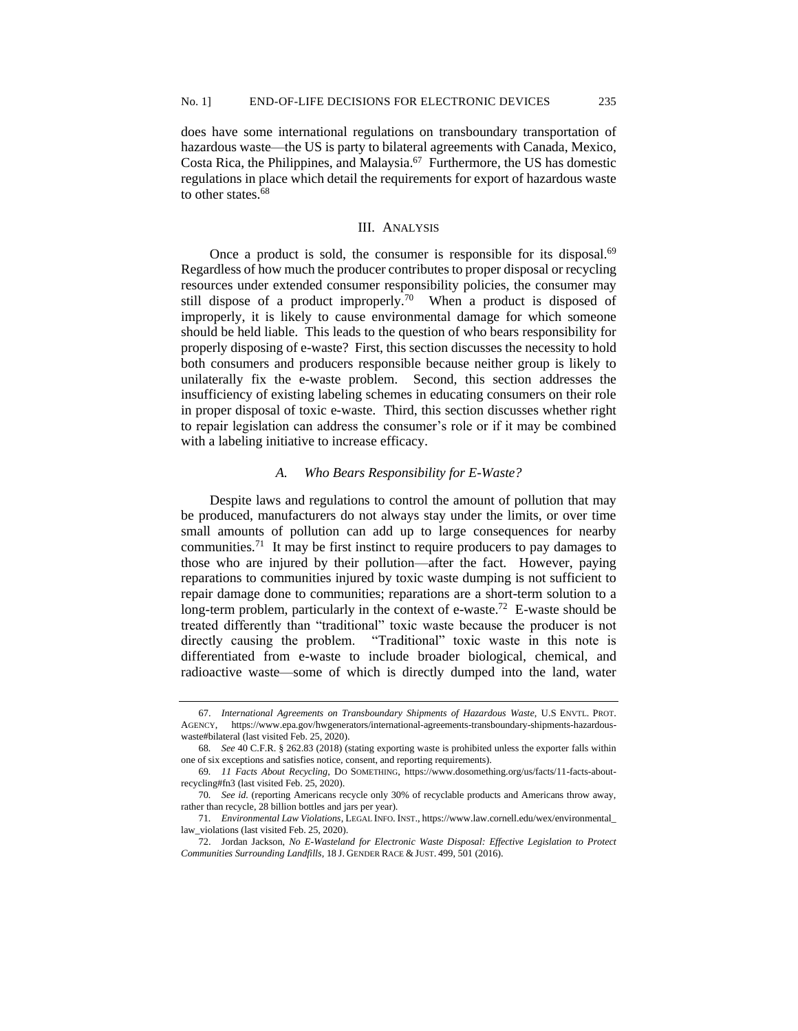does have some international regulations on transboundary transportation of hazardous waste—the US is party to bilateral agreements with Canada, Mexico, Costa Rica, the Philippines, and Malaysia.[67] Furthermore, the US has domestic regulations in place which detail the requirements for export of hazardous waste to other states.[68]

## III. Analysis

Once a product is sold, the consumer is responsible for its disposal.[69] Regardless of how much the producer contributes to proper disposal or recycling resources under extended consumer responsibility policies, the consumer may still dispose of a product improperly.[70] When a product is disposed of improperly, it is likely to cause environmental damage for which someone should be held liable. This leads to the question of who bears responsibility for properly disposing of e-waste? First, this section discusses the necessity to hold both consumers and producers responsible because neither group is likely to unilaterally fix the e-waste problem. Second, this section addresses the insufficiency of existing labeling schemes in educating consumers on their role in proper disposal of toxic e-waste. Third, this section discusses whether right to repair legislation can address the consumer's role or if it may be combined with a labeling initiative to increase efficacy.

### *A. Who Bears Responsibility for E-Waste?*

Despite laws and regulations to control the amount of pollution that may be produced, manufacturers do not always stay under the limits, or over time small amounts of pollution can add up to large consequences for nearby communities.[71] It may be first instinct to require producers to pay damages to those who are injured by their pollution—after the fact. However, paying reparations to communities injured by toxic waste dumping is not sufficient to repair damage done to communities; reparations are a short-term solution to a long-term problem, particularly in the context of e-waste.[72] E-waste should be treated differently than "traditional" toxic waste because the producer is not directly causing the problem. "Traditional" toxic waste in this note is differentiated from e-waste to include broader biological, chemical, and radioactive waste—some of which is directly dumped into the land, water

---

67. *International Agreements on Transboundary Shipments of Hazardous Waste*, U.S ENVTL. PROT. AGENCY, https://www.epa.gov/hwgenerators/international-agreements-transboundary-shipments-hazardous-waste#bilateral (last visited Feb. 25, 2020).

68. *See* 40 C.F.R. § 262.83 (2018) (stating exporting waste is prohibited unless the exporter falls within one of six exceptions and satisfies notice, consent, and reporting requirements).

69. *11 Facts About Recycling*, DO SOMETHING, https://www.dosomething.org/us/facts/11-facts-about-recycling#fn3 (last visited Feb. 25, 2020).

70. *See id.* (reporting Americans recycle only 30% of recyclable products and Americans throw away, rather than recycle, 28 billion bottles and jars per year).

71. *Environmental Law Violations*, LEGAL INFO. INST., https://www.law.cornell.edu/wex/environmental_law_violations (last visited Feb. 25, 2020).

72. Jordan Jackson, *No E-Wasteland for Electronic Waste Disposal: Effective Legislation to Protect Communities Surrounding Landfills*, 18 J. GENDER RACE & JUST. 499, 501 (2016).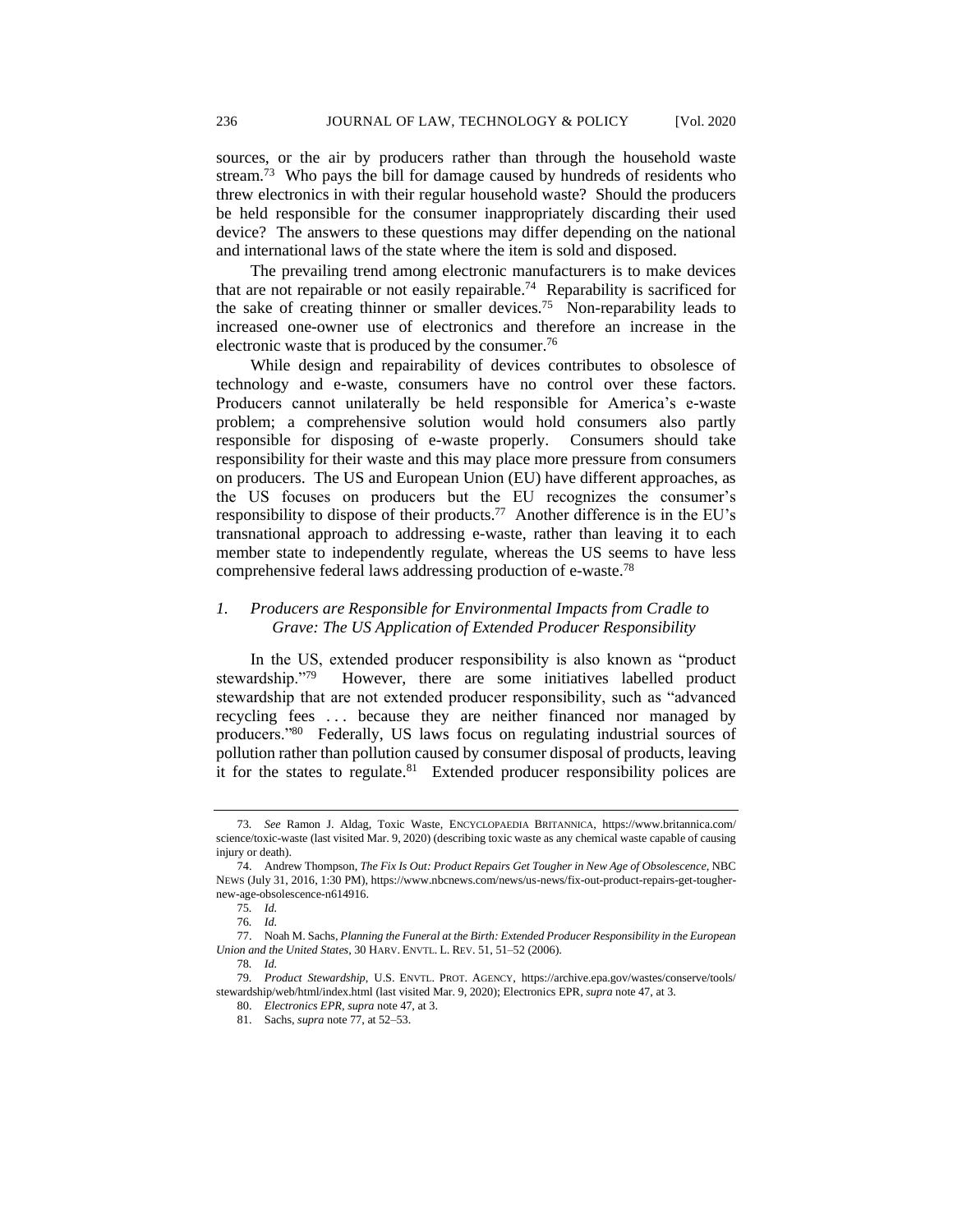sources, or the air by producers rather than through the household waste stream.[73] Who pays the bill for damage caused by hundreds of residents who threw electronics in with their regular household waste? Should the producers be held responsible for the consumer inappropriately discarding their used device? The answers to these questions may differ depending on the national and international laws of the state where the item is sold and disposed.

The prevailing trend among electronic manufacturers is to make devices that are not repairable or not easily repairable.[74] Reparability is sacrificed for the sake of creating thinner or smaller devices.[75] Non-reparability leads to increased one-owner use of electronics and therefore an increase in the electronic waste that is produced by the consumer.[76]

While design and repairability of devices contributes to obsolesce of technology and e-waste, consumers have no control over these factors. Producers cannot unilaterally be held responsible for America's e-waste problem; a comprehensive solution would hold consumers also partly responsible for disposing of e-waste properly. Consumers should take responsibility for their waste and this may place more pressure from consumers on producers. The US and European Union (EU) have different approaches, as the US focuses on producers but the EU recognizes the consumer's responsibility to dispose of their products.[77] Another difference is in the EU's transnational approach to addressing e-waste, rather than leaving it to each member state to independently regulate, whereas the US seems to have less comprehensive federal laws addressing production of e-waste.[78]

### *1. Producers are Responsible for Environmental Impacts from Cradle to Grave: The US Application of Extended Producer Responsibility*

In the US, extended producer responsibility is also known as "product stewardship."[79] However, there are some initiatives labelled product stewardship that are not extended producer responsibility, such as "advanced recycling fees . . . because they are neither financed nor managed by producers."[80] Federally, US laws focus on regulating industrial sources of pollution rather than pollution caused by consumer disposal of products, leaving it for the states to regulate.[81] Extended producer responsibility polices are

---

73. *See* Ramon J. Aldag, Toxic Waste, ENCYCLOPAEDIA BRITANNICA, https://www.britannica.com/science/toxic-waste (last visited Mar. 9, 2020) (describing toxic waste as any chemical waste capable of causing injury or death).

74. Andrew Thompson, *The Fix Is Out: Product Repairs Get Tougher in New Age of Obsolescence*, NBC NEWS (July 31, 2016, 1:30 PM), https://www.nbcnews.com/news/us-news/fix-out-product-repairs-get-tougher-new-age-obsolescence-n614916.

75. *Id.*

76. *Id.*

77. Noah M. Sachs, *Planning the Funeral at the Birth: Extended Producer Responsibility in the European Union and the United States*, 30 HARV. ENVTL. L. REV. 51, 51–52 (2006).

78. *Id.*

79. *Product Stewardship*, U.S. ENVTL. PROT. AGENCY, https://archive.epa.gov/wastes/conserve/tools/stewardship/web/html/index.html (last visited Mar. 9, 2020); Electronics EPR, *supra* note 47, at 3.

80. *Electronics EPR*, *supra* note 47, at 3.

81. Sachs, *supra* note 77, at 52–53.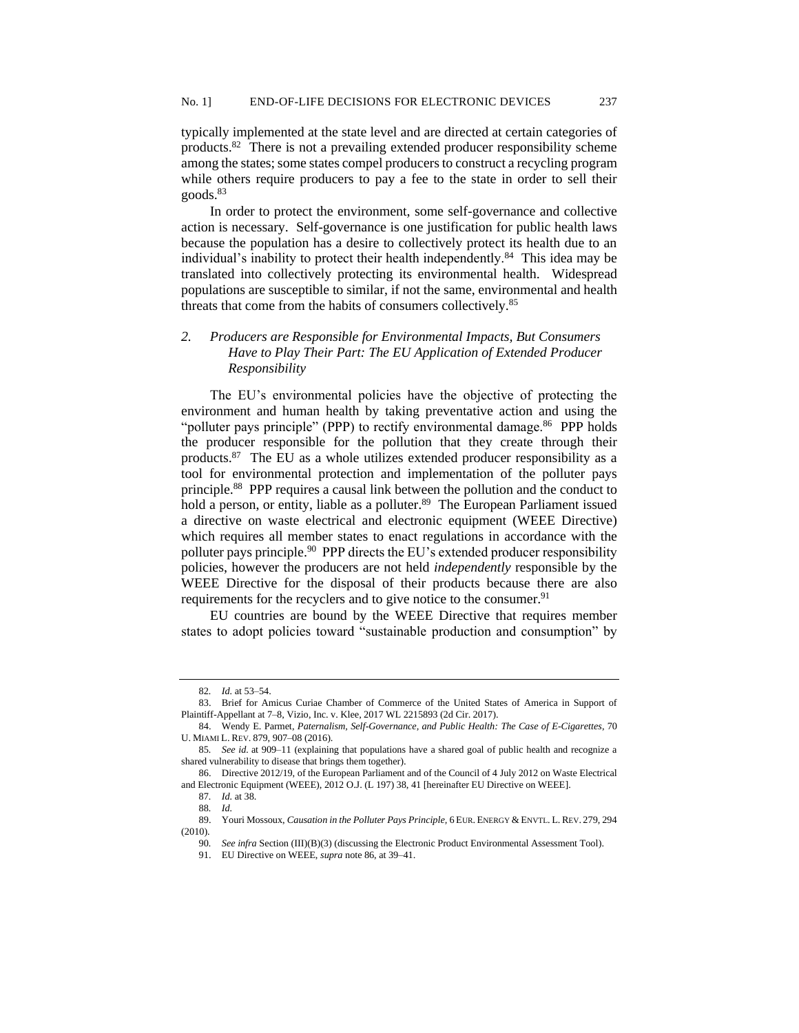typically implemented at the state level and are directed at certain categories of products.[82] There is not a prevailing extended producer responsibility scheme among the states; some states compel producers to construct a recycling program while others require producers to pay a fee to the state in order to sell their goods.[83]

In order to protect the environment, some self-governance and collective action is necessary. Self-governance is one justification for public health laws because the population has a desire to collectively protect its health due to an individual's inability to protect their health independently.[84] This idea may be translated into collectively protecting its environmental health. Widespread populations are susceptible to similar, if not the same, environmental and health threats that come from the habits of consumers collectively.[85]

### *2. Producers are Responsible for Environmental Impacts, But Consumers Have to Play Their Part: The EU Application of Extended Producer Responsibility*

The EU's environmental policies have the objective of protecting the environment and human health by taking preventative action and using the "polluter pays principle" (PPP) to rectify environmental damage.[86] PPP holds the producer responsible for the pollution that they create through their products.[87] The EU as a whole utilizes extended producer responsibility as a tool for environmental protection and implementation of the polluter pays principle.[88] PPP requires a causal link between the pollution and the conduct to hold a person, or entity, liable as a polluter.[89] The European Parliament issued a directive on waste electrical and electronic equipment (WEEE Directive) which requires all member states to enact regulations in accordance with the polluter pays principle.[90] PPP directs the EU's extended producer responsibility policies, however the producers are not held *independently* responsible by the WEEE Directive for the disposal of their products because there are also requirements for the recyclers and to give notice to the consumer.[91]

EU countries are bound by the WEEE Directive that requires member states to adopt policies toward "sustainable production and consumption" by

---

82. *Id.* at 53–54.

83. Brief for Amicus Curiae Chamber of Commerce of the United States of America in Support of Plaintiff-Appellant at 7–8, Vizio, Inc. v. Klee, 2017 WL 2215893 (2d Cir. 2017).

84. Wendy E. Parmet, *Paternalism, Self-Governance, and Public Health: The Case of E-Cigarettes*, 70 U. MIAMI L. REV. 879, 907–08 (2016).

85. *See id.* at 909–11 (explaining that populations have a shared goal of public health and recognize a shared vulnerability to disease that brings them together).

86. Directive 2012/19, of the European Parliament and of the Council of 4 July 2012 on Waste Electrical and Electronic Equipment (WEEE), 2012 O.J. (L 197) 38, 41 [hereinafter EU Directive on WEEE].

87. *Id.* at 38.

88. *Id.*

89. Youri Mossoux, *Causation in the Polluter Pays Principle*, 6 EUR. ENERGY & ENVTL. L. REV. 279, 294 (2010).

90. *See infra* Section (III)(B)(3) (discussing the Electronic Product Environmental Assessment Tool).

91. EU Directive on WEEE, *supra* note 86, at 39–41.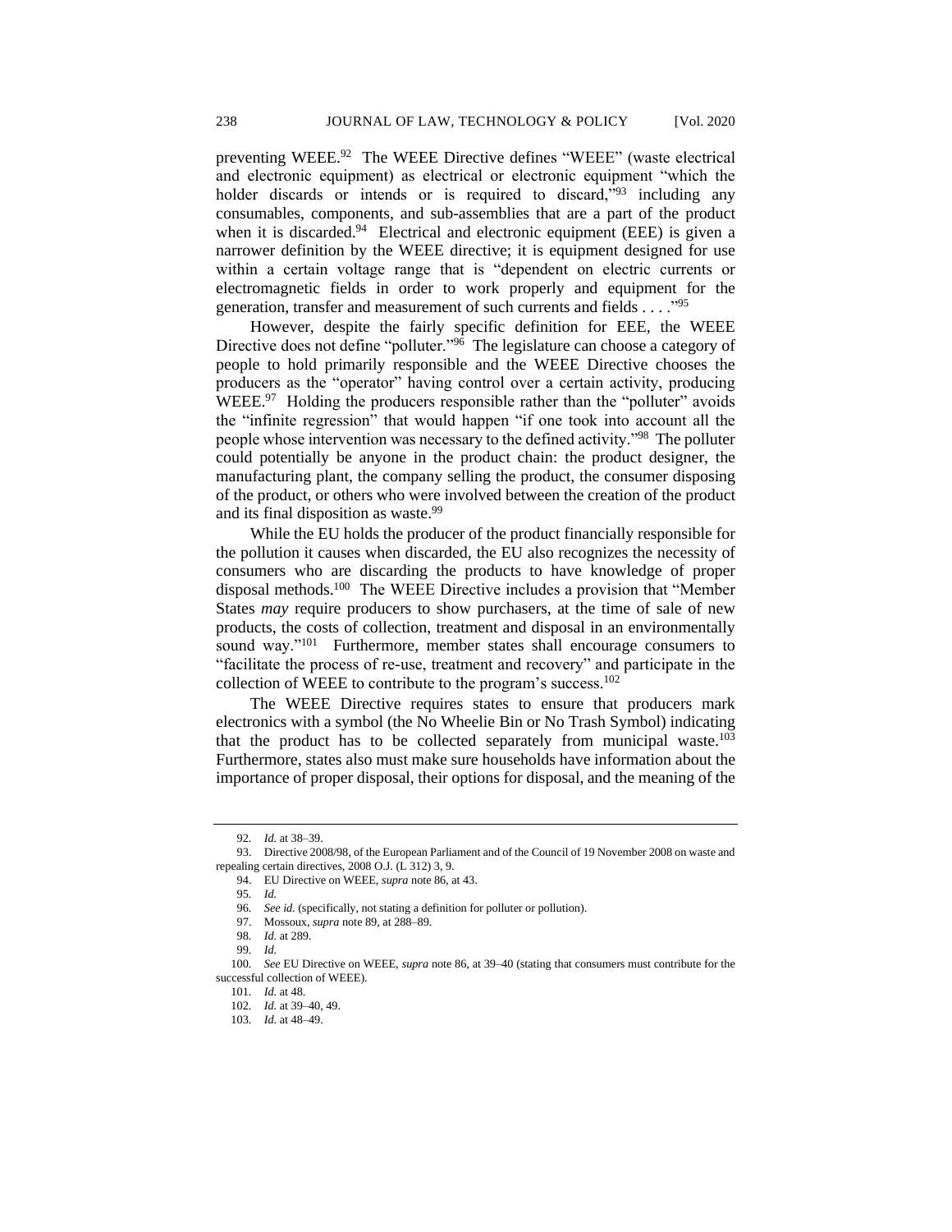preventing WEEE.[92] The WEEE Directive defines "WEEE" (waste electrical and electronic equipment) as electrical or electronic equipment "which the holder discards or intends or is required to discard,"[93] including any consumables, components, and sub-assemblies that are a part of the product when it is discarded.[94] Electrical and electronic equipment (EEE) is given a narrower definition by the WEEE directive; it is equipment designed for use within a certain voltage range that is "dependent on electric currents or electromagnetic fields in order to work properly and equipment for the generation, transfer and measurement of such currents and fields . . . ."[95]

However, despite the fairly specific definition for EEE, the WEEE Directive does not define "polluter."[96] The legislature can choose a category of people to hold primarily responsible and the WEEE Directive chooses the producers as the "operator" having control over a certain activity, producing WEEE.[97] Holding the producers responsible rather than the "polluter" avoids the "infinite regression" that would happen "if one took into account all the people whose intervention was necessary to the defined activity."[98] The polluter could potentially be anyone in the product chain: the product designer, the manufacturing plant, the company selling the product, the consumer disposing of the product, or others who were involved between the creation of the product and its final disposition as waste.[99]

While the EU holds the producer of the product financially responsible for the pollution it causes when discarded, the EU also recognizes the necessity of consumers who are discarding the products to have knowledge of proper disposal methods.[100] The WEEE Directive includes a provision that "Member States *may* require producers to show purchasers, at the time of sale of new products, the costs of collection, treatment and disposal in an environmentally sound way."[101] Furthermore, member states shall encourage consumers to "facilitate the process of re-use, treatment and recovery" and participate in the collection of WEEE to contribute to the program's success.[102]

The WEEE Directive requires states to ensure that producers mark electronics with a symbol (the No Wheelie Bin or No Trash Symbol) indicating that the product has to be collected separately from municipal waste.[103] Furthermore, states also must make sure households have information about the importance of proper disposal, their options for disposal, and the meaning of the

---

92. *Id.* at 38–39.

93. Directive 2008/98, of the European Parliament and of the Council of 19 November 2008 on waste and repealing certain directives, 2008 O.J. (L 312) 3, 9.

94. EU Directive on WEEE, *supra* note 86, at 43.

95. *Id.*

96. *See id.* (specifically, not stating a definition for polluter or pollution).

97. Mossoux, *supra* note 89, at 288–89.

98. *Id.* at 289.

99. *Id.*

100. *See* EU Directive on WEEE, *supra* note 86, at 39–40 (stating that consumers must contribute for the successful collection of WEEE).

101. *Id.* at 48.

102. *Id.* at 39–40, 49.

103. *Id.* at 48–49.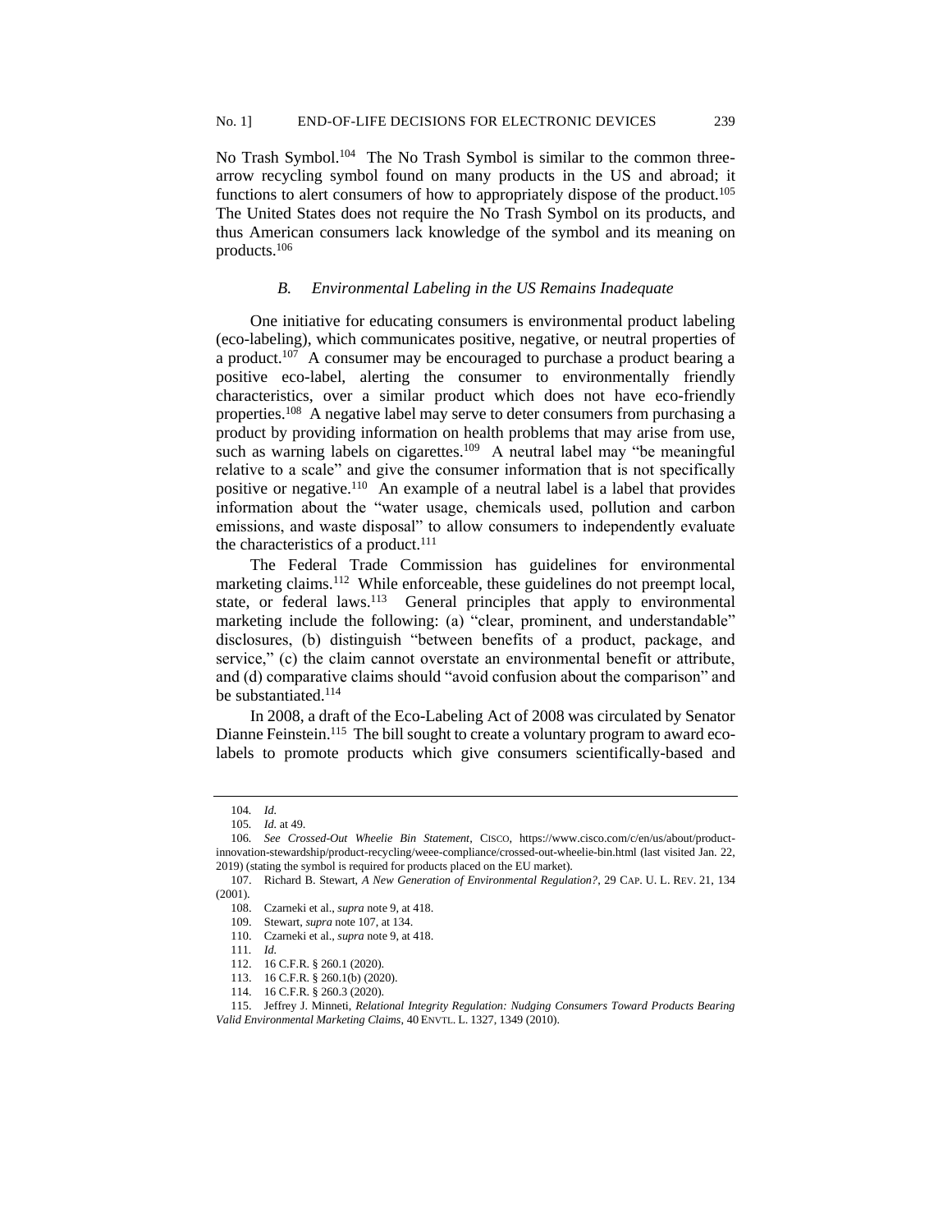No Trash Symbol.[104] The No Trash Symbol is similar to the common three-arrow recycling symbol found on many products in the US and abroad; it functions to alert consumers of how to appropriately dispose of the product.[105] The United States does not require the No Trash Symbol on its products, and thus American consumers lack knowledge of the symbol and its meaning on products.[106]

### *B. Environmental Labeling in the US Remains Inadequate*

One initiative for educating consumers is environmental product labeling (eco-labeling), which communicates positive, negative, or neutral properties of a product.[107] A consumer may be encouraged to purchase a product bearing a positive eco-label, alerting the consumer to environmentally friendly characteristics, over a similar product which does not have eco-friendly properties.[108] A negative label may serve to deter consumers from purchasing a product by providing information on health problems that may arise from use, such as warning labels on cigarettes.[109] A neutral label may "be meaningful relative to a scale" and give the consumer information that is not specifically positive or negative.[110] An example of a neutral label is a label that provides information about the "water usage, chemicals used, pollution and carbon emissions, and waste disposal" to allow consumers to independently evaluate the characteristics of a product.[111]

The Federal Trade Commission has guidelines for environmental marketing claims.[112] While enforceable, these guidelines do not preempt local, state, or federal laws.[113] General principles that apply to environmental marketing include the following: (a) "clear, prominent, and understandable" disclosures, (b) distinguish "between benefits of a product, package, and service," (c) the claim cannot overstate an environmental benefit or attribute, and (d) comparative claims should "avoid confusion about the comparison" and be substantiated.[114]

In 2008, a draft of the Eco-Labeling Act of 2008 was circulated by Senator Dianne Feinstein.[115] The bill sought to create a voluntary program to award eco-labels to promote products which give consumers scientifically-based and

---

104. *Id.*

105. *Id.* at 49.

106. *See Crossed-Out Wheelie Bin Statement*, CISCO, https://www.cisco.com/c/en/us/about/product-innovation-stewardship/product-recycling/weee-compliance/crossed-out-wheelie-bin.html (last visited Jan. 22, 2019) (stating the symbol is required for products placed on the EU market).

107. Richard B. Stewart, *A New Generation of Environmental Regulation?*, 29 CAP. U. L. REV. 21, 134 (2001).

108. Czarneki et al., *supra* note 9, at 418.

109. Stewart, *supra* note 107, at 134.

110. Czarneki et al., *supra* note 9, at 418.

111. *Id.*

112. 16 C.F.R. § 260.1 (2020).

113. 16 C.F.R. § 260.1(b) (2020).

114. 16 C.F.R. § 260.3 (2020).

115. Jeffrey J. Minneti, *Relational Integrity Regulation: Nudging Consumers Toward Products Bearing Valid Environmental Marketing Claims*, 40 ENVTL. L. 1327, 1349 (2010).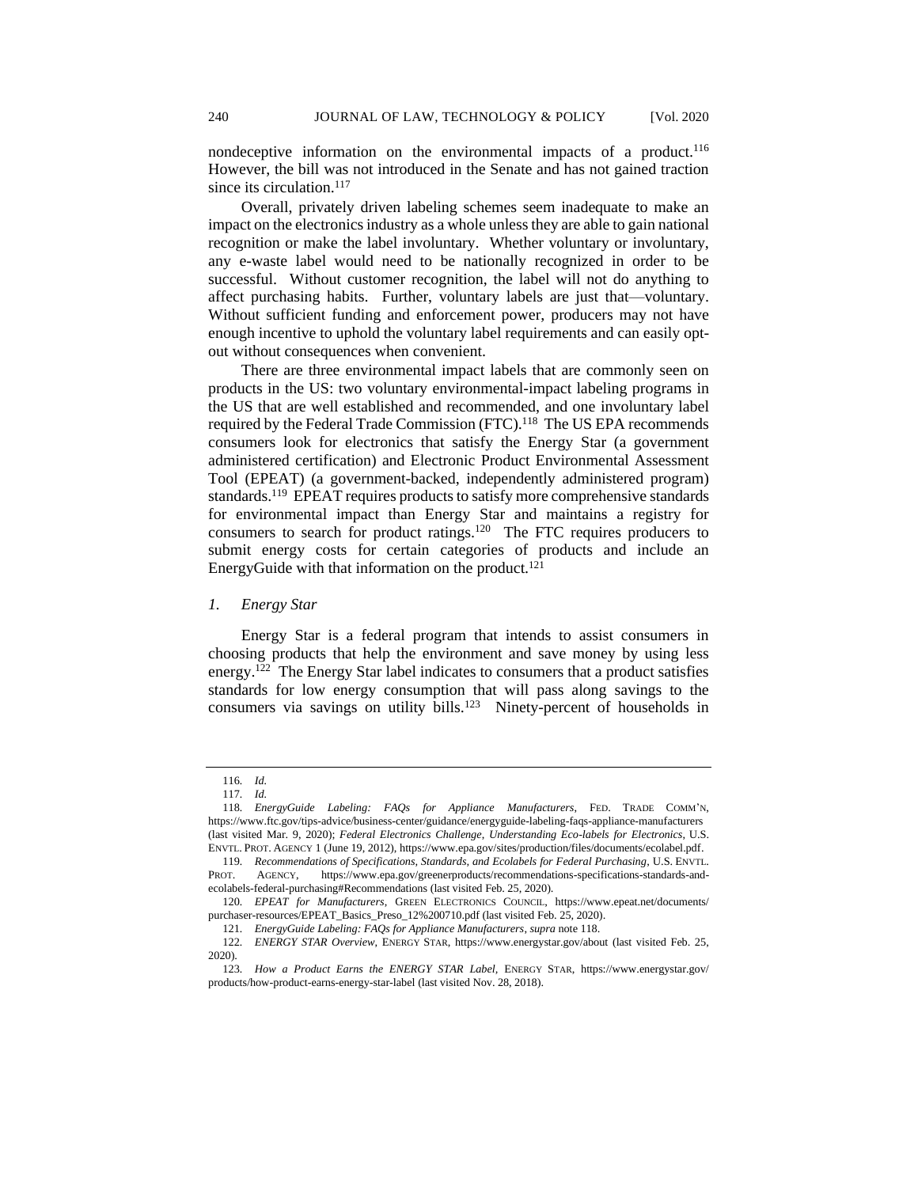nondeceptive information on the environmental impacts of a product.[116] However, the bill was not introduced in the Senate and has not gained traction since its circulation.[117]

Overall, privately driven labeling schemes seem inadequate to make an impact on the electronics industry as a whole unless they are able to gain national recognition or make the label involuntary. Whether voluntary or involuntary, any e-waste label would need to be nationally recognized in order to be successful. Without customer recognition, the label will not do anything to affect purchasing habits. Further, voluntary labels are just that—voluntary. Without sufficient funding and enforcement power, producers may not have enough incentive to uphold the voluntary label requirements and can easily opt-out without consequences when convenient.

There are three environmental impact labels that are commonly seen on products in the US: two voluntary environmental-impact labeling programs in the US that are well established and recommended, and one involuntary label required by the Federal Trade Commission (FTC).[118] The US EPA recommends consumers look for electronics that satisfy the Energy Star (a government administered certification) and Electronic Product Environmental Assessment Tool (EPEAT) (a government-backed, independently administered program) standards.[119] EPEAT requires products to satisfy more comprehensive standards for environmental impact than Energy Star and maintains a registry for consumers to search for product ratings.[120] The FTC requires producers to submit energy costs for certain categories of products and include an EnergyGuide with that information on the product.[121]

### *1. Energy Star*

Energy Star is a federal program that intends to assist consumers in choosing products that help the environment and save money by using less energy.[122] The Energy Star label indicates to consumers that a product satisfies standards for low energy consumption that will pass along savings to the consumers via savings on utility bills.[123] Ninety-percent of households in

---

116. *Id.*

117. *Id.*

118. *EnergyGuide Labeling: FAQs for Appliance Manufacturers*, FED. TRADE COMM'N, https://www.ftc.gov/tips-advice/business-center/guidance/energyguide-labeling-faqs-appliance-manufacturers (last visited Mar. 9, 2020); *Federal Electronics Challenge, Understanding Eco-labels for Electronics*, U.S. ENVTL. PROT. AGENCY 1 (June 19, 2012), https://www.epa.gov/sites/production/files/documents/ecolabel.pdf.

119. *Recommendations of Specifications, Standards, and Ecolabels for Federal Purchasing*, U.S. ENVTL. PROT. AGENCY, https://www.epa.gov/greenerproducts/recommendations-specifications-standards-and-ecolabels-federal-purchasing#Recommendations (last visited Feb. 25, 2020).

120. *EPEAT for Manufacturers*, GREEN ELECTRONICS COUNCIL, https://www.epeat.net/documents/purchaser-resources/EPEAT_Basics_Preso_12%200710.pdf (last visited Feb. 25, 2020).

121. *EnergyGuide Labeling: FAQs for Appliance Manufacturers*, *supra* note 118.

122. *ENERGY STAR Overview*, ENERGY STAR, https://www.energystar.gov/about (last visited Feb. 25, 2020).

123. *How a Product Earns the ENERGY STAR Label*, ENERGY STAR, https://www.energystar.gov/products/how-product-earns-energy-star-label (last visited Nov. 28, 2018).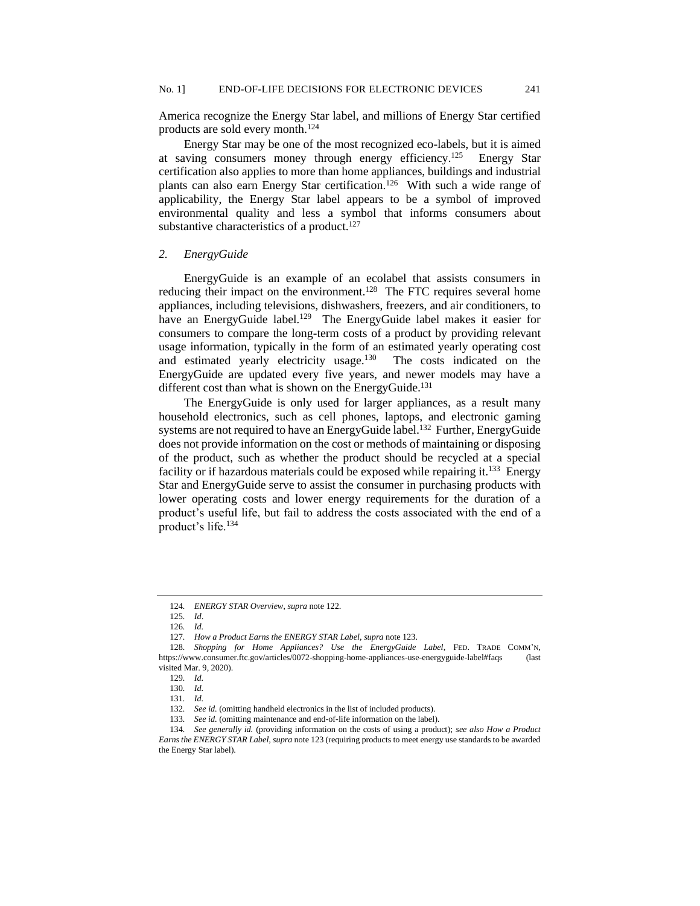America recognize the Energy Star label, and millions of Energy Star certified products are sold every month.[124]

Energy Star may be one of the most recognized eco-labels, but it is aimed at saving consumers money through energy efficiency.[125] Energy Star certification also applies to more than home appliances, buildings and industrial plants can also earn Energy Star certification.[126] With such a wide range of applicability, the Energy Star label appears to be a symbol of improved environmental quality and less a symbol that informs consumers about substantive characteristics of a product.[127]

### *2. EnergyGuide*

EnergyGuide is an example of an ecolabel that assists consumers in reducing their impact on the environment.[128] The FTC requires several home appliances, including televisions, dishwashers, freezers, and air conditioners, to have an EnergyGuide label.[129] The EnergyGuide label makes it easier for consumers to compare the long-term costs of a product by providing relevant usage information, typically in the form of an estimated yearly operating cost and estimated yearly electricity usage.[130] The costs indicated on the EnergyGuide are updated every five years, and newer models may have a different cost than what is shown on the EnergyGuide.[131]

The EnergyGuide is only used for larger appliances, as a result many household electronics, such as cell phones, laptops, and electronic gaming systems are not required to have an EnergyGuide label.[132] Further, EnergyGuide does not provide information on the cost or methods of maintaining or disposing of the product, such as whether the product should be recycled at a special facility or if hazardous materials could be exposed while repairing it.[133] Energy Star and EnergyGuide serve to assist the consumer in purchasing products with lower operating costs and lower energy requirements for the duration of a product's useful life, but fail to address the costs associated with the end of a product's life.[134]

---

124. *ENERGY STAR Overview*, *supra* note 122.

125. *Id*.

126. *Id.*

127. *How a Product Earns the ENERGY STAR Label*, *supra* note 123.

128. *Shopping for Home Appliances? Use the EnergyGuide Label*, FED. TRADE COMM'N, https://www.consumer.ftc.gov/articles/0072-shopping-home-appliances-use-energyguide-label#faqs (last visited Mar. 9, 2020).

129. *Id.*

130. *Id.*

131. *Id.*

132. *See id.* (omitting handheld electronics in the list of included products).

133. *See id.* (omitting maintenance and end-of-life information on the label).

134. *See generally id.* (providing information on the costs of using a product); *see also How a Product Earns the ENERGY STAR Label*, *supra* note 123 (requiring products to meet energy use standards to be awarded the Energy Star label).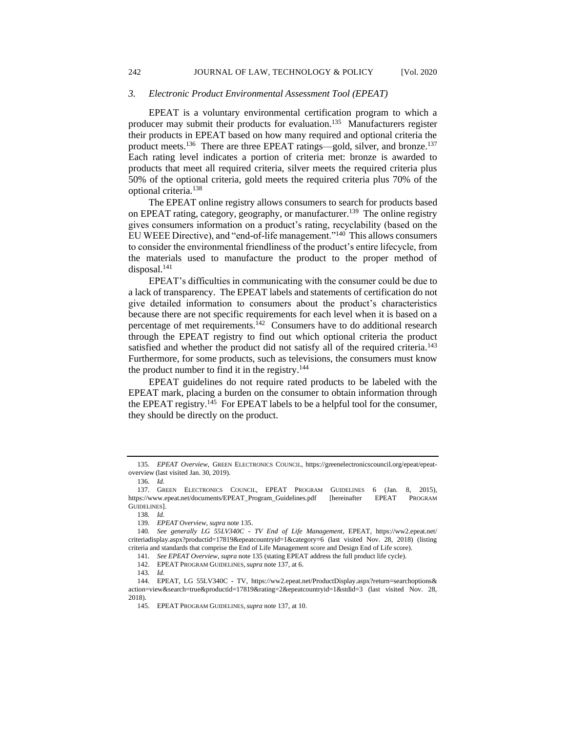### 3. *Electronic Product Environmental Assessment Tool (EPEAT)*

EPEAT is a voluntary environmental certification program to which a producer may submit their products for evaluation.[135] Manufacturers register their products in EPEAT based on how many required and optional criteria the product meets.[136] There are three EPEAT ratings—gold, silver, and bronze.[137] Each rating level indicates a portion of criteria met: bronze is awarded to products that meet all required criteria, silver meets the required criteria plus 50% of the optional criteria, gold meets the required criteria plus 70% of the optional criteria.[138]

The EPEAT online registry allows consumers to search for products based on EPEAT rating, category, geography, or manufacturer.[139] The online registry gives consumers information on a product's rating, recyclability (based on the EU WEEE Directive), and "end-of-life management."[140] This allows consumers to consider the environmental friendliness of the product's entire lifecycle, from the materials used to manufacture the product to the proper method of disposal.[141]

EPEAT's difficulties in communicating with the consumer could be due to a lack of transparency. The EPEAT labels and statements of certification do not give detailed information to consumers about the product's characteristics because there are not specific requirements for each level when it is based on a percentage of met requirements.[142] Consumers have to do additional research through the EPEAT registry to find out which optional criteria the product satisfied and whether the product did not satisfy all of the required criteria.[143] Furthermore, for some products, such as televisions, the consumers must know the product number to find it in the registry.[144]

EPEAT guidelines do not require rated products to be labeled with the EPEAT mark, placing a burden on the consumer to obtain information through the EPEAT registry.[145] For EPEAT labels to be a helpful tool for the consumer, they should be directly on the product.

---

135. *EPEAT Overview*, GREEN ELECTRONICS COUNCIL, https://greenelectronicscouncil.org/epeat/epeat-overview (last visited Jan. 30, 2019).

136. *Id.*

137. GREEN ELECTRONICS COUNCIL, EPEAT PROGRAM GUIDELINES 6 (Jan. 8, 2015), https://www.epeat.net/documents/EPEAT_Program_Guidelines.pdf [hereinafter EPEAT PROGRAM GUIDELINES].

138. *Id.*

139. *EPEAT Overview*, *supra* note 135.

140. *See generally LG 55LV340C - TV End of Life Management*, EPEAT, https://ww2.epeat.net/criteriadisplay.aspx?productid=17819&epeatcountryid=1&category=6 (last visited Nov. 28, 2018) (listing criteria and standards that comprise the End of Life Management score and Design End of Life score).

141. *See EPEAT Overview*, *supra* note 135 (stating EPEAT address the full product life cycle).

142. EPEAT PROGRAM GUIDELINES, *supra* note 137, at 6.

143. *Id.*

144. EPEAT, LG 55LV340C - TV, https://ww2.epeat.net/ProductDisplay.aspx?return=searchoptions&action=view&search=true&productid=17819&rating=2&epeatcountryid=1&stdid=3 (last visited Nov. 28, 2018).

145. EPEAT PROGRAM GUIDELINES, *supra* note 137, at 10.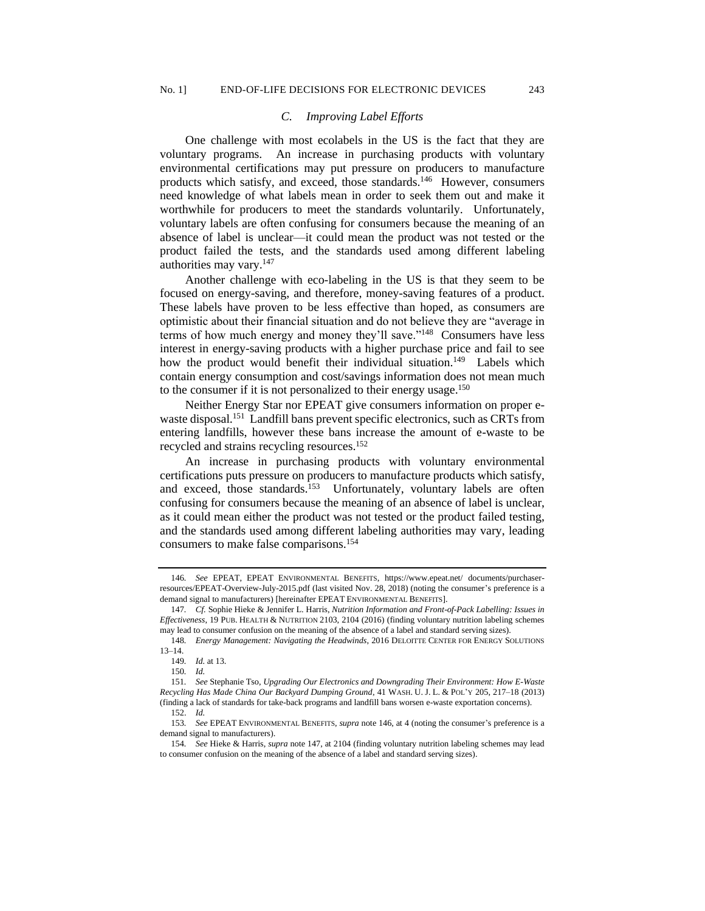### C. *Improving Label Efforts*

One challenge with most ecolabels in the US is the fact that they are voluntary programs. An increase in purchasing products with voluntary environmental certifications may put pressure on producers to manufacture products which satisfy, and exceed, those standards.[146] However, consumers need knowledge of what labels mean in order to seek them out and make it worthwhile for producers to meet the standards voluntarily. Unfortunately, voluntary labels are often confusing for consumers because the meaning of an absence of label is unclear—it could mean the product was not tested or the product failed the tests, and the standards used among different labeling authorities may vary.[147]

Another challenge with eco-labeling in the US is that they seem to be focused on energy-saving, and therefore, money-saving features of a product. These labels have proven to be less effective than hoped, as consumers are optimistic about their financial situation and do not believe they are "average in terms of how much energy and money they'll save."[148] Consumers have less interest in energy-saving products with a higher purchase price and fail to see how the product would benefit their individual situation.[149] Labels which contain energy consumption and cost/savings information does not mean much to the consumer if it is not personalized to their energy usage.[150]

Neither Energy Star nor EPEAT give consumers information on proper e-waste disposal.[151] Landfill bans prevent specific electronics, such as CRTs from entering landfills, however these bans increase the amount of e-waste to be recycled and strains recycling resources.[152]

An increase in purchasing products with voluntary environmental certifications puts pressure on producers to manufacture products which satisfy, and exceed, those standards.[153] Unfortunately, voluntary labels are often confusing for consumers because the meaning of an absence of label is unclear, as it could mean either the product was not tested or the product failed testing, and the standards used among different labeling authorities may vary, leading consumers to make false comparisons.[154]

---

146. *See* EPEAT, EPEAT ENVIRONMENTAL BENEFITS, https://www.epeat.net/ documents/purchaser-resources/EPEAT-Overview-July-2015.pdf (last visited Nov. 28, 2018) (noting the consumer's preference is a demand signal to manufacturers) [hereinafter EPEAT ENVIRONMENTAL BENEFITS].

147. *Cf.* Sophie Hieke & Jennifer L. Harris, *Nutrition Information and Front-of-Pack Labelling: Issues in Effectiveness*, 19 PUB. HEALTH & NUTRITION 2103, 2104 (2016) (finding voluntary nutrition labeling schemes may lead to consumer confusion on the meaning of the absence of a label and standard serving sizes).

148. *Energy Management: Navigating the Headwinds*, 2016 DELOITTE CENTER FOR ENERGY SOLUTIONS 13–14.

149. *Id.* at 13.

150. *Id.*

151. *See* Stephanie Tso, *Upgrading Our Electronics and Downgrading Their Environment: How E-Waste Recycling Has Made China Our Backyard Dumping Ground*, 41 WASH. U. J. L. & POL'Y 205, 217–18 (2013) (finding a lack of standards for take-back programs and landfill bans worsen e-waste exportation concerns).

152. *Id.*

153. *See* EPEAT ENVIRONMENTAL BENEFITS, *supra* note 146, at 4 (noting the consumer's preference is a demand signal to manufacturers).

154. *See* Hieke & Harris, *supra* note 147, at 2104 (finding voluntary nutrition labeling schemes may lead to consumer confusion on the meaning of the absence of a label and standard serving sizes).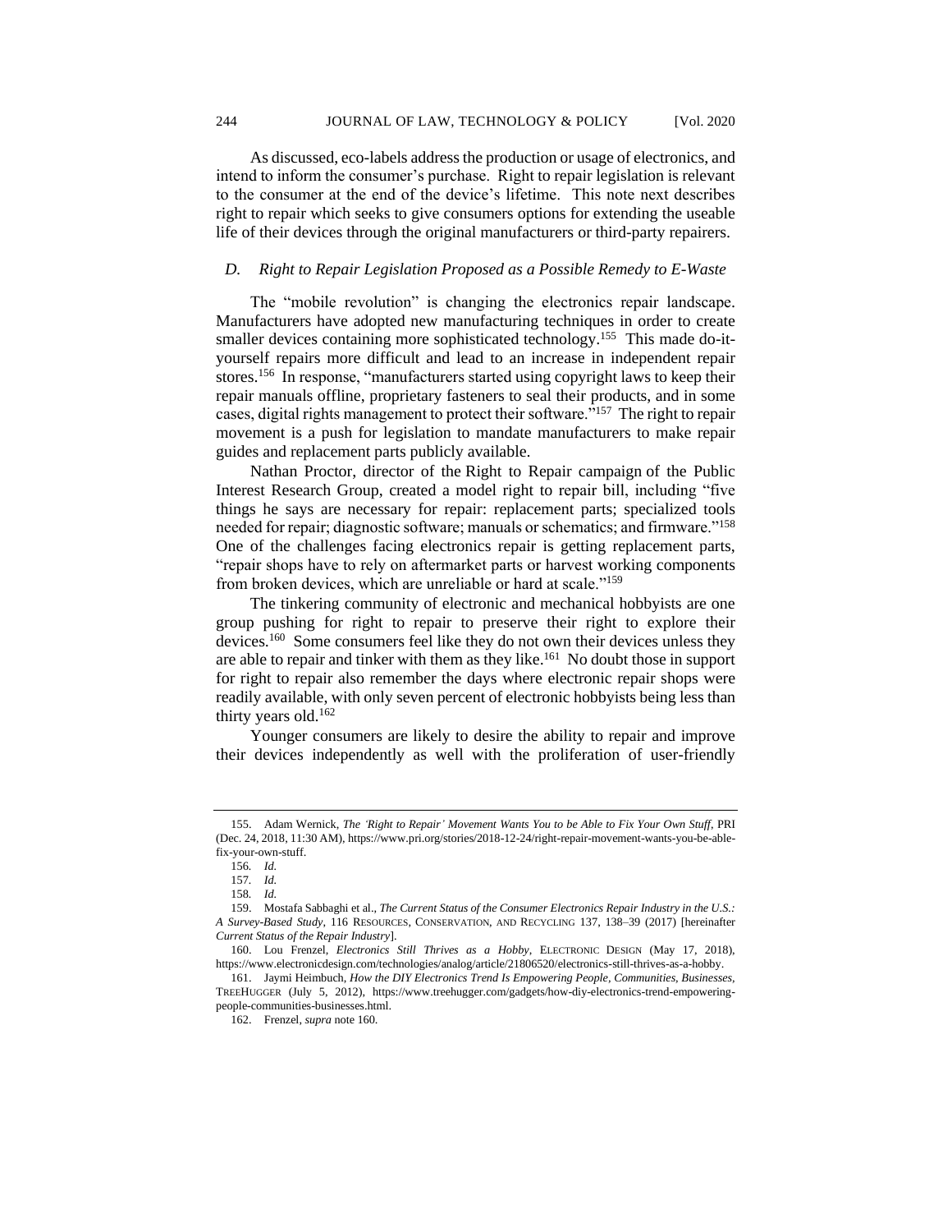As discussed, eco-labels address the production or usage of electronics, and intend to inform the consumer's purchase. Right to repair legislation is relevant to the consumer at the end of the device's lifetime. This note next describes right to repair which seeks to give consumers options for extending the useable life of their devices through the original manufacturers or third-party repairers.

### *D. Right to Repair Legislation Proposed as a Possible Remedy to E-Waste*

The "mobile revolution" is changing the electronics repair landscape. Manufacturers have adopted new manufacturing techniques in order to create smaller devices containing more sophisticated technology.[155] This made do-it-yourself repairs more difficult and lead to an increase in independent repair stores.[156] In response, "manufacturers started using copyright laws to keep their repair manuals offline, proprietary fasteners to seal their products, and in some cases, digital rights management to protect their software."[157] The right to repair movement is a push for legislation to mandate manufacturers to make repair guides and replacement parts publicly available.

Nathan Proctor, director of the Right to Repair campaign of the Public Interest Research Group, created a model right to repair bill, including "five things he says are necessary for repair: replacement parts; specialized tools needed for repair; diagnostic software; manuals or schematics; and firmware."[158] One of the challenges facing electronics repair is getting replacement parts, "repair shops have to rely on aftermarket parts or harvest working components from broken devices, which are unreliable or hard at scale."[159]

The tinkering community of electronic and mechanical hobbyists are one group pushing for right to repair to preserve their right to explore their devices.[160] Some consumers feel like they do not own their devices unless they are able to repair and tinker with them as they like.[161] No doubt those in support for right to repair also remember the days where electronic repair shops were readily available, with only seven percent of electronic hobbyists being less than thirty years old.[162]

Younger consumers are likely to desire the ability to repair and improve their devices independently as well with the proliferation of user-friendly

---

155. Adam Wernick, *The 'Right to Repair' Movement Wants You to be Able to Fix Your Own Stuff*, PRI (Dec. 24, 2018, 11:30 AM), https://www.pri.org/stories/2018-12-24/right-repair-movement-wants-you-be-able-fix-your-own-stuff.

156. *Id.*

157. *Id.*

158. *Id.*

159. Mostafa Sabbaghi et al., *The Current Status of the Consumer Electronics Repair Industry in the U.S.: A Survey-Based Study*, 116 RESOURCES, CONSERVATION, AND RECYCLING 137, 138–39 (2017) [hereinafter *Current Status of the Repair Industry*].

160. Lou Frenzel, *Electronics Still Thrives as a Hobby*, ELECTRONIC DESIGN (May 17, 2018), https://www.electronicdesign.com/technologies/analog/article/21806520/electronics-still-thrives-as-a-hobby.

161. Jaymi Heimbuch, *How the DIY Electronics Trend Is Empowering People, Communities, Businesses*, TREEHUGGER (July 5, 2012), https://www.treehugger.com/gadgets/how-diy-electronics-trend-empowering-people-communities-businesses.html.

162. Frenzel, *supra* note 160.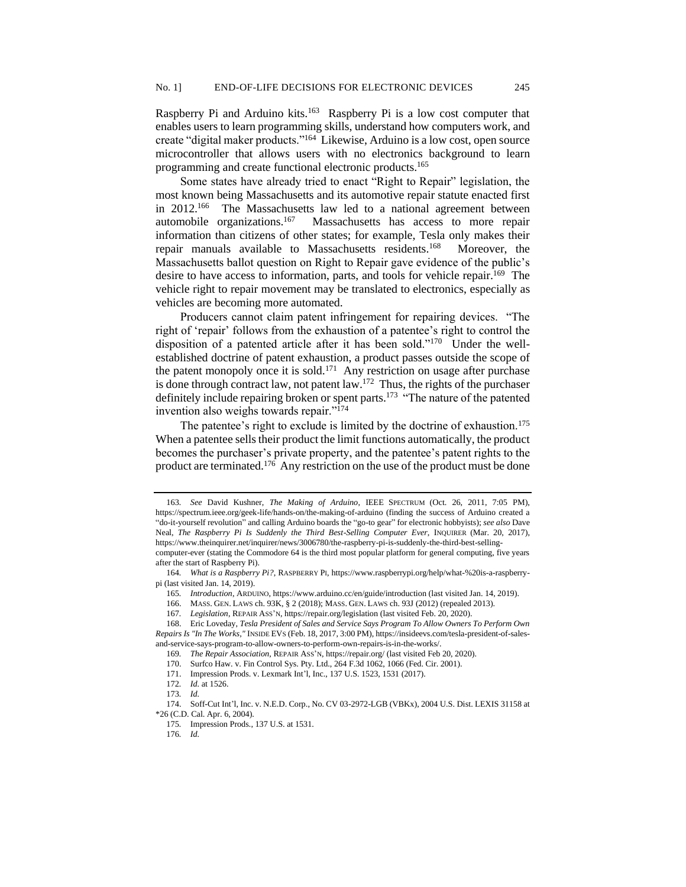Raspberry Pi and Arduino kits.[163] Raspberry Pi is a low cost computer that enables users to learn programming skills, understand how computers work, and create "digital maker products."[164] Likewise, Arduino is a low cost, open source microcontroller that allows users with no electronics background to learn programming and create functional electronic products.[165]

Some states have already tried to enact "Right to Repair" legislation, the most known being Massachusetts and its automotive repair statute enacted first in 2012.[166] The Massachusetts law led to a national agreement between automobile organizations.[167] Massachusetts has access to more repair information than citizens of other states; for example, Tesla only makes their repair manuals available to Massachusetts residents.[168] Moreover, the Massachusetts ballot question on Right to Repair gave evidence of the public's desire to have access to information, parts, and tools for vehicle repair.[169] The vehicle right to repair movement may be translated to electronics, especially as vehicles are becoming more automated.

Producers cannot claim patent infringement for repairing devices. "The right of 'repair' follows from the exhaustion of a patentee's right to control the disposition of a patented article after it has been sold."[170] Under the well-established doctrine of patent exhaustion, a product passes outside the scope of the patent monopoly once it is sold.[171] Any restriction on usage after purchase is done through contract law, not patent law.[172] Thus, the rights of the purchaser definitely include repairing broken or spent parts.[173] "The nature of the patented invention also weighs towards repair."[174]

The patentee's right to exclude is limited by the doctrine of exhaustion.[175] When a patentee sells their product the limit functions automatically, the product becomes the purchaser's private property, and the patentee's patent rights to the product are terminated.[176] Any restriction on the use of the product must be done

---

163. *See* David Kushner, *The Making of Arduino*, IEEE SPECTRUM (Oct. 26, 2011, 7:05 PM), https://spectrum.ieee.org/geek-life/hands-on/the-making-of-arduino (finding the success of Arduino created a "do-it-yourself revolution" and calling Arduino boards the "go-to gear" for electronic hobbyists); *see also* Dave Neal, *The Raspberry Pi Is Suddenly the Third Best-Selling Computer Ever*, INQUIRER (Mar. 20, 2017), https://www.theinquirer.net/inquirer/news/3006780/the-raspberry-pi-is-suddenly-the-third-best-selling-computer-ever (stating the Commodore 64 is the third most popular platform for general computing, five years after the start of Raspberry Pi).

164. *What is a Raspberry Pi?*, RASPBERRY PI, https://www.raspberrypi.org/help/what-%20is-a-raspberry-pi (last visited Jan. 14, 2019).

165. *Introduction*, ARDUINO, https://www.arduino.cc/en/guide/introduction (last visited Jan. 14, 2019).

166. MASS. GEN. LAWS ch. 93K, § 2 (2018); MASS. GEN. LAWS ch. 93J (2012) (repealed 2013).

167. *Legislation*, REPAIR ASS'N, https://repair.org/legislation (last visited Feb. 20, 2020).

168. Eric Loveday, *Tesla President of Sales and Service Says Program To Allow Owners To Perform Own Repairs Is "In The Works*,*"* INSIDE EVS (Feb. 18, 2017, 3:00 PM), https://insideevs.com/tesla-president-of-sales-and-service-says-program-to-allow-owners-to-perform-own-repairs-is-in-the-works/.

169. *The Repair Association*, REPAIR ASS'N, https://repair.org/ (last visited Feb 20, 2020).

170. Surfco Haw. v. Fin Control Sys. Pty. Ltd., 264 F.3d 1062, 1066 (Fed. Cir. 2001).

171. Impression Prods. v. Lexmark Int'l, Inc., 137 U.S. 1523, 1531 (2017).

172. *Id.* at 1526.

173. *Id.*

174. Soff-Cut Int'l, Inc. v. N.E.D. Corp., No. CV 03-2972-LGB (VBKx), 2004 U.S. Dist. LEXIS 31158 at *26 (C.D. Cal. Apr. 6, 2004).

175. Impression Prods., 137 U.S. at 1531.

176. *Id.*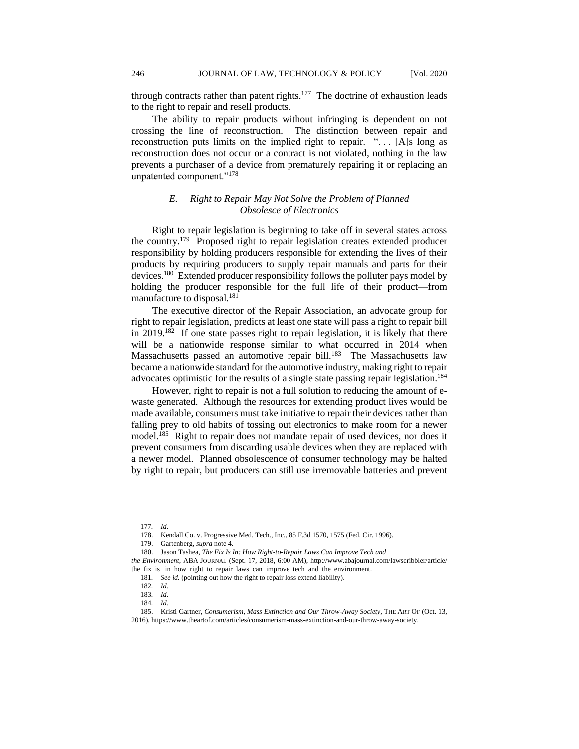through contracts rather than patent rights.[177] The doctrine of exhaustion leads to the right to repair and resell products.

The ability to repair products without infringing is dependent on not crossing the line of reconstruction. The distinction between repair and reconstruction puts limits on the implied right to repair. ". . . [A]s long as reconstruction does not occur or a contract is not violated, nothing in the law prevents a purchaser of a device from prematurely repairing it or replacing an unpatented component."[178]

### *E. Right to Repair May Not Solve the Problem of Planned Obsolesce of Electronics*

Right to repair legislation is beginning to take off in several states across the country.[179] Proposed right to repair legislation creates extended producer responsibility by holding producers responsible for extending the lives of their products by requiring producers to supply repair manuals and parts for their devices.[180] Extended producer responsibility follows the polluter pays model by holding the producer responsible for the full life of their product—from manufacture to disposal.[181]

The executive director of the Repair Association, an advocate group for right to repair legislation, predicts at least one state will pass a right to repair bill in 2019.[182] If one state passes right to repair legislation, it is likely that there will be a nationwide response similar to what occurred in 2014 when Massachusetts passed an automotive repair bill.[183] The Massachusetts law became a nationwide standard for the automotive industry, making right to repair advocates optimistic for the results of a single state passing repair legislation.[184]

However, right to repair is not a full solution to reducing the amount of e-waste generated. Although the resources for extending product lives would be made available, consumers must take initiative to repair their devices rather than falling prey to old habits of tossing out electronics to make room for a newer model.[185] Right to repair does not mandate repair of used devices, nor does it prevent consumers from discarding usable devices when they are replaced with a newer model. Planned obsolescence of consumer technology may be halted by right to repair, but producers can still use irremovable batteries and prevent

---

177. *Id.*

178. Kendall Co. v. Progressive Med. Tech., Inc., 85 F.3d 1570, 1575 (Fed. Cir. 1996).

179. Gartenberg, *supra* note 4.

180. Jason Tashea, *The Fix Is In: How Right-to-Repair Laws Can Improve Tech and the Environment*, ABA JOURNAL (Sept. 17, 2018, 6:00 AM), http://www.abajournal.com/lawscribbler/article/the_fix_is_ in_how_right_to_repair_laws_can_improve_tech_and_the_environment.

181. *See id.* (pointing out how the right to repair loss extend liability).

182. *Id.*

183. *Id.*

184. *Id.*

185. Kristi Gartner, *Consumerism, Mass Extinction and Our Throw-Away Society*, THE ART OF (Oct. 13, 2016), https://www.theartof.com/articles/consumerism-mass-extinction-and-our-throw-away-society.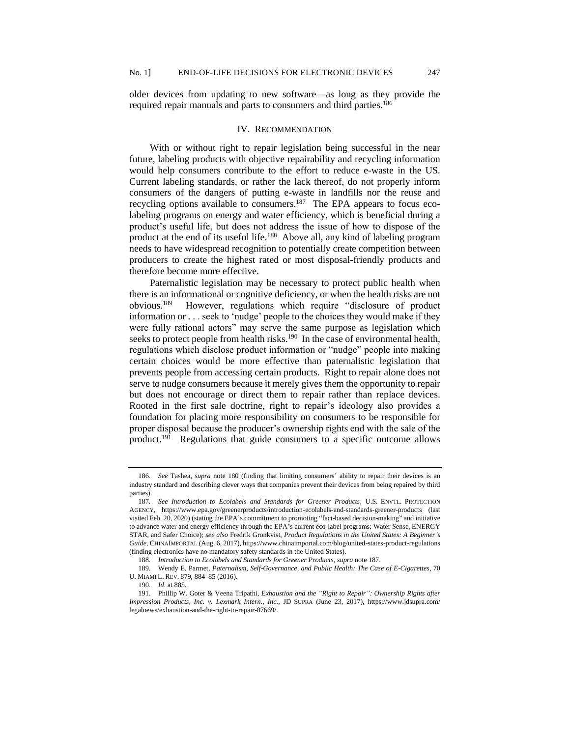older devices from updating to new software—as long as they provide the required repair manuals and parts to consumers and third parties.[186]

## IV. RECOMMENDATION

With or without right to repair legislation being successful in the near future, labeling products with objective repairability and recycling information would help consumers contribute to the effort to reduce e-waste in the US. Current labeling standards, or rather the lack thereof, do not properly inform consumers of the dangers of putting e-waste in landfills nor the reuse and recycling options available to consumers.[187] The EPA appears to focus eco-labeling programs on energy and water efficiency, which is beneficial during a product's useful life, but does not address the issue of how to dispose of the product at the end of its useful life.[188] Above all, any kind of labeling program needs to have widespread recognition to potentially create competition between producers to create the highest rated or most disposal-friendly products and therefore become more effective.

Paternalistic legislation may be necessary to protect public health when there is an informational or cognitive deficiency, or when the health risks are not obvious.[189] However, regulations which require "disclosure of product information or . . . seek to 'nudge' people to the choices they would make if they were fully rational actors" may serve the same purpose as legislation which seeks to protect people from health risks.[190] In the case of environmental health, regulations which disclose product information or "nudge" people into making certain choices would be more effective than paternalistic legislation that prevents people from accessing certain products. Right to repair alone does not serve to nudge consumers because it merely gives them the opportunity to repair but does not encourage or direct them to repair rather than replace devices. Rooted in the first sale doctrine, right to repair's ideology also provides a foundation for placing more responsibility on consumers to be responsible for proper disposal because the producer's ownership rights end with the sale of the product.[191] Regulations that guide consumers to a specific outcome allows

---

186. *See* Tashea, *supra* note 180 (finding that limiting consumers' ability to repair their devices is an industry standard and describing clever ways that companies prevent their devices from being repaired by third parties).

187. *See Introduction to Ecolabels and Standards for Greener Products*, U.S. ENVTL. PROTECTION AGENCY, https://www.epa.gov/greenerproducts/introduction-ecolabels-and-standards-greener-products (last visited Feb. 20, 2020) (stating the EPA's commitment to promoting "fact-based decision-making" and initiative to advance water and energy efficiency through the EPA's current eco-label programs: Water Sense, ENERGY STAR, and Safer Choice); *see also* Fredrik Gronkvist, *Product Regulations in the United States: A Beginner's Guide*, CHINAIMPORTAL (Aug. 6, 2017), https://www.chinaimportal.com/blog/united-states-product-regulations (finding electronics have no mandatory safety standards in the United States).

188. *Introduction to Ecolabels and Standards for Greener Products*, *supra* note 187.

189. Wendy E. Parmet, *Paternalism, Self-Governance, and Public Health: The Case of E-Cigarettes*, 70 U. MIAMI L. REV. 879, 884–85 (2016).

190. *Id.* at 885.

191. Phillip W. Goter & Veena Tripathi, *Exhaustion and the "Right to Repair": Ownership Rights after Impression Products, Inc. v. Lexmark Intern., Inc.*, JD SUPRA (June 23, 2017), https://www.jdsupra.com/legalnews/exhaustion-and-the-right-to-repair-87669/.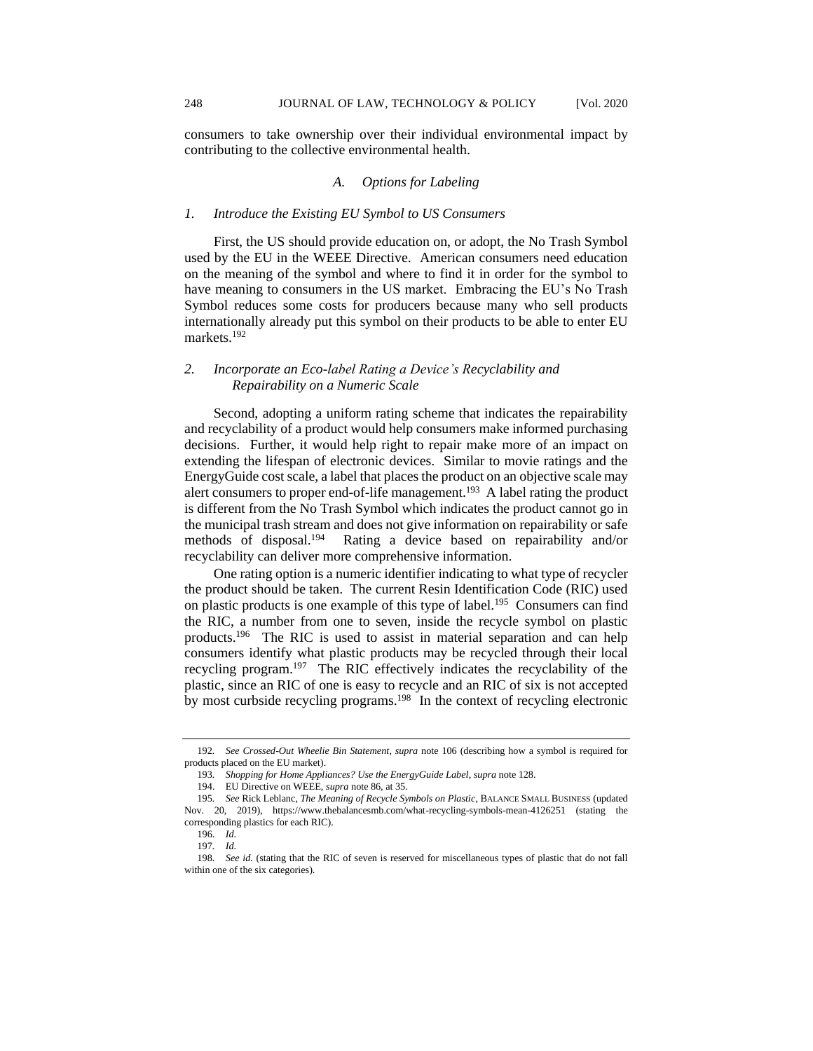consumers to take ownership over their individual environmental impact by contributing to the collective environmental health.

### *A. Options for Labeling*

#### *1. Introduce the Existing EU Symbol to US Consumers*

First, the US should provide education on, or adopt, the No Trash Symbol used by the EU in the WEEE Directive. American consumers need education on the meaning of the symbol and where to find it in order for the symbol to have meaning to consumers in the US market. Embracing the EU's No Trash Symbol reduces some costs for producers because many who sell products internationally already put this symbol on their products to be able to enter EU markets.[192]

#### *2. Incorporate an Eco-label Rating a Device's Recyclability and Repairability on a Numeric Scale*

Second, adopting a uniform rating scheme that indicates the repairability and recyclability of a product would help consumers make informed purchasing decisions. Further, it would help right to repair make more of an impact on extending the lifespan of electronic devices. Similar to movie ratings and the EnergyGuide cost scale, a label that places the product on an objective scale may alert consumers to proper end-of-life management.[193] A label rating the product is different from the No Trash Symbol which indicates the product cannot go in the municipal trash stream and does not give information on repairability or safe methods of disposal.[194] Rating a device based on repairability and/or recyclability can deliver more comprehensive information.

One rating option is a numeric identifier indicating to what type of recycler the product should be taken. The current Resin Identification Code (RIC) used on plastic products is one example of this type of label.[195] Consumers can find the RIC, a number from one to seven, inside the recycle symbol on plastic products.[196] The RIC is used to assist in material separation and can help consumers identify what plastic products may be recycled through their local recycling program.[197] The RIC effectively indicates the recyclability of the plastic, since an RIC of one is easy to recycle and an RIC of six is not accepted by most curbside recycling programs.[198] In the context of recycling electronic

---

192. *See Crossed-Out Wheelie Bin Statement*, *supra* note 106 (describing how a symbol is required for products placed on the EU market).

193. *Shopping for Home Appliances? Use the EnergyGuide Label*, *supra* note 128.

194. EU Directive on WEEE, *supra* note 86, at 35.

195. *See* Rick Leblanc, *The Meaning of Recycle Symbols on Plastic*, BALANCE SMALL BUSINESS (updated Nov. 20, 2019), https://www.thebalancesmb.com/what-recycling-symbols-mean-4126251 (stating the corresponding plastics for each RIC).

196. *Id.*

197. *Id.*

198. *See id.* (stating that the RIC of seven is reserved for miscellaneous types of plastic that do not fall within one of the six categories).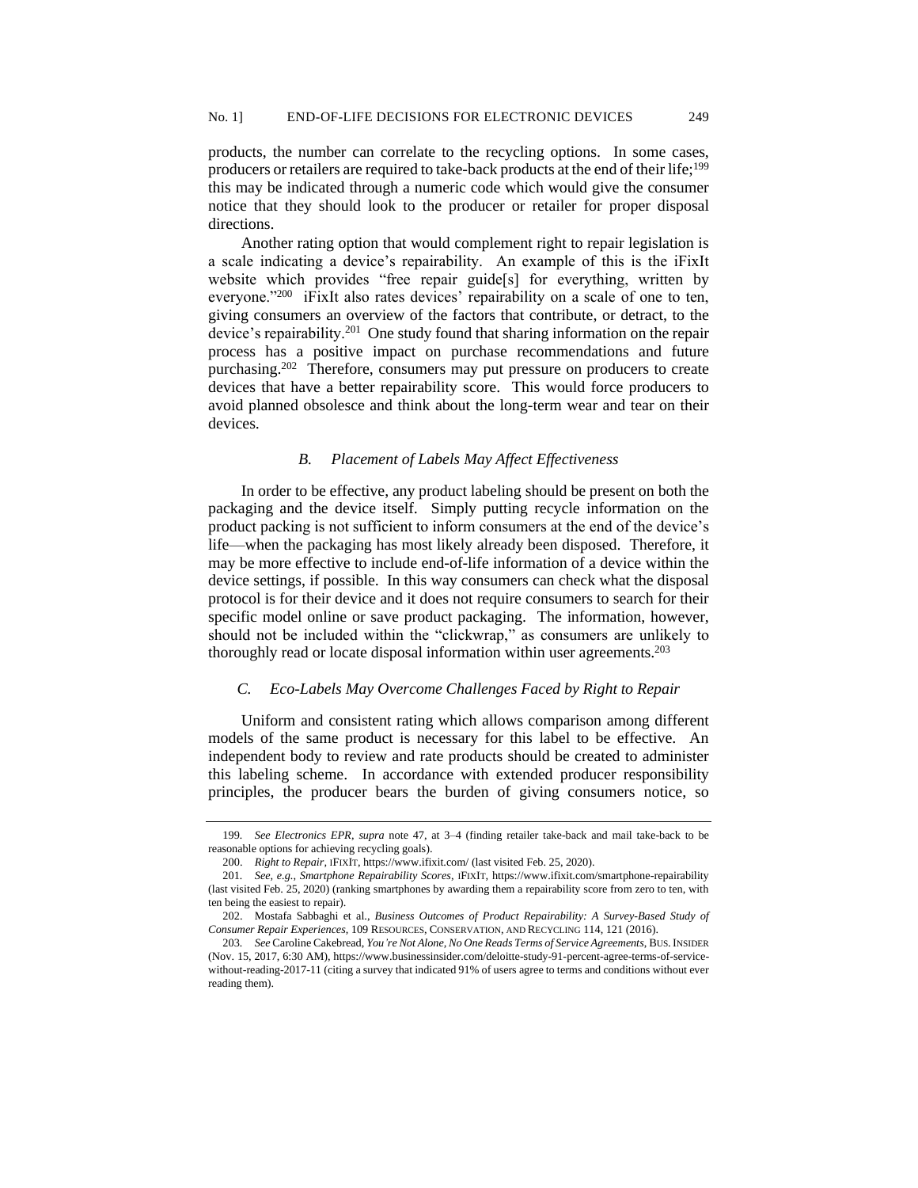products, the number can correlate to the recycling options. In some cases, producers or retailers are required to take-back products at the end of their life;[199] this may be indicated through a numeric code which would give the consumer notice that they should look to the producer or retailer for proper disposal directions.

Another rating option that would complement right to repair legislation is a scale indicating a device's repairability. An example of this is the iFixIt website which provides "free repair guide[s] for everything, written by everyone."[200] iFixIt also rates devices' repairability on a scale of one to ten, giving consumers an overview of the factors that contribute, or detract, to the device's repairability.[201] One study found that sharing information on the repair process has a positive impact on purchase recommendations and future purchasing.[202] Therefore, consumers may put pressure on producers to create devices that have a better repairability score. This would force producers to avoid planned obsolesce and think about the long-term wear and tear on their devices.

### *B. Placement of Labels May Affect Effectiveness*

In order to be effective, any product labeling should be present on both the packaging and the device itself. Simply putting recycle information on the product packing is not sufficient to inform consumers at the end of the device's life—when the packaging has most likely already been disposed. Therefore, it may be more effective to include end-of-life information of a device within the device settings, if possible. In this way consumers can check what the disposal protocol is for their device and it does not require consumers to search for their specific model online or save product packaging. The information, however, should not be included within the "clickwrap," as consumers are unlikely to thoroughly read or locate disposal information within user agreements.[203]

### *C. Eco-Labels May Overcome Challenges Faced by Right to Repair*

Uniform and consistent rating which allows comparison among different models of the same product is necessary for this label to be effective. An independent body to review and rate products should be created to administer this labeling scheme. In accordance with extended producer responsibility principles, the producer bears the burden of giving consumers notice, so

---

199. *See Electronics EPR*, *supra* note 47, at 3–4 (finding retailer take-back and mail take-back to be reasonable options for achieving recycling goals).

200. *Right to Repair*, IFIXIT, https://www.ifixit.com/ (last visited Feb. 25, 2020).

201. *See, e.g.*, *Smartphone Repairability Scores*, IFIXIT, https://www.ifixit.com/smartphone-repairability (last visited Feb. 25, 2020) (ranking smartphones by awarding them a repairability score from zero to ten, with ten being the easiest to repair).

202. Mostafa Sabbaghi et al., *Business Outcomes of Product Repairability: A Survey-Based Study of Consumer Repair Experiences*, 109 RESOURCES, CONSERVATION, AND RECYCLING 114, 121 (2016).

203. *See* Caroline Cakebread, *You're Not Alone, No One Reads Terms of Service Agreements*, BUS. INSIDER (Nov. 15, 2017, 6:30 AM), https://www.businessinsider.com/deloitte-study-91-percent-agree-terms-of-service-without-reading-2017-11 (citing a survey that indicated 91% of users agree to terms and conditions without ever reading them).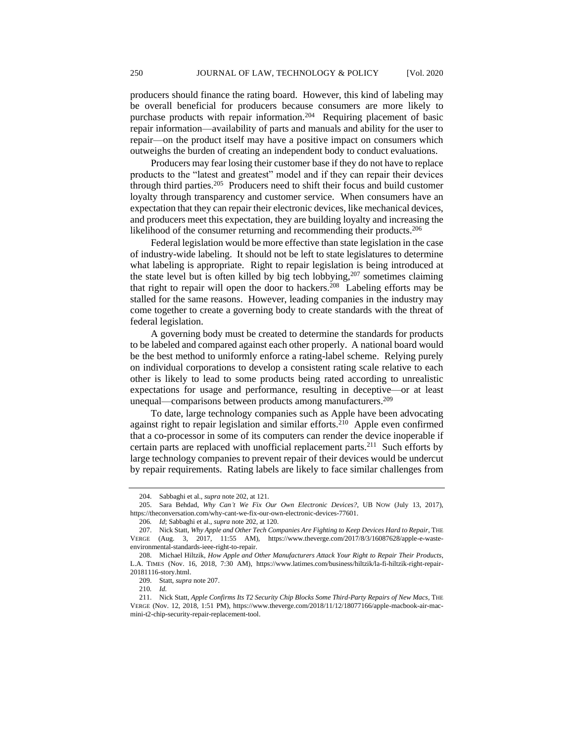producers should finance the rating board. However, this kind of labeling may be overall beneficial for producers because consumers are more likely to purchase products with repair information.[204] Requiring placement of basic repair information—availability of parts and manuals and ability for the user to repair—on the product itself may have a positive impact on consumers which outweighs the burden of creating an independent body to conduct evaluations.

Producers may fear losing their customer base if they do not have to replace products to the "latest and greatest" model and if they can repair their devices through third parties.[205] Producers need to shift their focus and build customer loyalty through transparency and customer service. When consumers have an expectation that they can repair their electronic devices, like mechanical devices, and producers meet this expectation, they are building loyalty and increasing the likelihood of the consumer returning and recommending their products.[206]

Federal legislation would be more effective than state legislation in the case of industry-wide labeling. It should not be left to state legislatures to determine what labeling is appropriate. Right to repair legislation is being introduced at the state level but is often killed by big tech lobbying,[207] sometimes claiming that right to repair will open the door to hackers.[208] Labeling efforts may be stalled for the same reasons. However, leading companies in the industry may come together to create a governing body to create standards with the threat of federal legislation.

A governing body must be created to determine the standards for products to be labeled and compared against each other properly. A national board would be the best method to uniformly enforce a rating-label scheme. Relying purely on individual corporations to develop a consistent rating scale relative to each other is likely to lead to some products being rated according to unrealistic expectations for usage and performance, resulting in deceptive—or at least unequal—comparisons between products among manufacturers.[209]

To date, large technology companies such as Apple have been advocating against right to repair legislation and similar efforts.[210] Apple even confirmed that a co-processor in some of its computers can render the device inoperable if certain parts are replaced with unofficial replacement parts.[211] Such efforts by large technology companies to prevent repair of their devices would be undercut by repair requirements. Rating labels are likely to face similar challenges from

---

204. Sabbaghi et al., *supra* note 202, at 121.

205. Sara Behdad, *Why Can't We Fix Our Own Electronic Devices?*, UB NOW (July 13, 2017), https://theconversation.com/why-cant-we-fix-our-own-electronic-devices-77601.

206. *Id*; Sabbaghi et al., *supra* note 202, at 120.

207. Nick Statt, *Why Apple and Other Tech Companies Are Fighting to Keep Devices Hard to Repair*, THE VERGE (Aug. 3, 2017, 11:55 AM), https://www.theverge.com/2017/8/3/16087628/apple-e-waste-environmental-standards-ieee-right-to-repair.

208. Michael Hiltzik, *How Apple and Other Manufacturers Attack Your Right to Repair Their Products*, L.A. TIMES (Nov. 16, 2018, 7:30 AM), https://www.latimes.com/business/hiltzik/la-fi-hiltzik-right-repair-20181116-story.html.

209. Statt, *supra* note 207.

210. *Id.*

211. Nick Statt, *Apple Confirms Its T2 Security Chip Blocks Some Third-Party Repairs of New Macs*, THE VERGE (Nov. 12, 2018, 1:51 PM), https://www.theverge.com/2018/11/12/18077166/apple-macbook-air-mac-mini-t2-chip-security-repair-replacement-tool.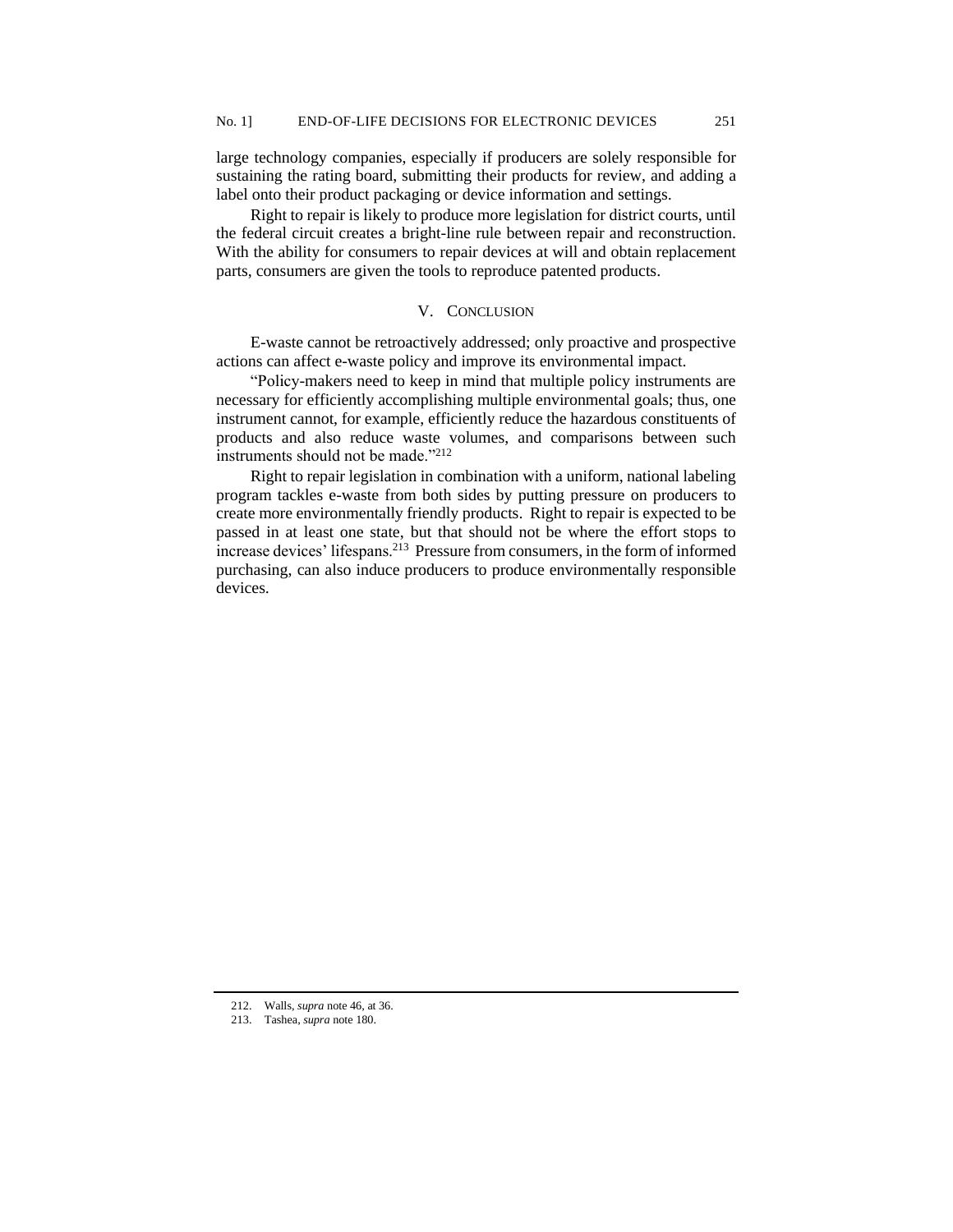large technology companies, especially if producers are solely responsible for sustaining the rating board, submitting their products for review, and adding a label onto their product packaging or device information and settings.

Right to repair is likely to produce more legislation for district courts, until the federal circuit creates a bright-line rule between repair and reconstruction. With the ability for consumers to repair devices at will and obtain replacement parts, consumers are given the tools to reproduce patented products.

## V. Conclusion

E-waste cannot be retroactively addressed; only proactive and prospective actions can affect e-waste policy and improve its environmental impact.

"Policy-makers need to keep in mind that multiple policy instruments are necessary for efficiently accomplishing multiple environmental goals; thus, one instrument cannot, for example, efficiently reduce the hazardous constituents of products and also reduce waste volumes, and comparisons between such instruments should not be made."[212]

Right to repair legislation in combination with a uniform, national labeling program tackles e-waste from both sides by putting pressure on producers to create more environmentally friendly products. Right to repair is expected to be passed in at least one state, but that should not be where the effort stops to increase devices' lifespans.[213] Pressure from consumers, in the form of informed purchasing, can also induce producers to produce environmentally responsible devices.

---

212. Walls, *supra* note 46, at 36.

213. Tashea, *supra* note 180.